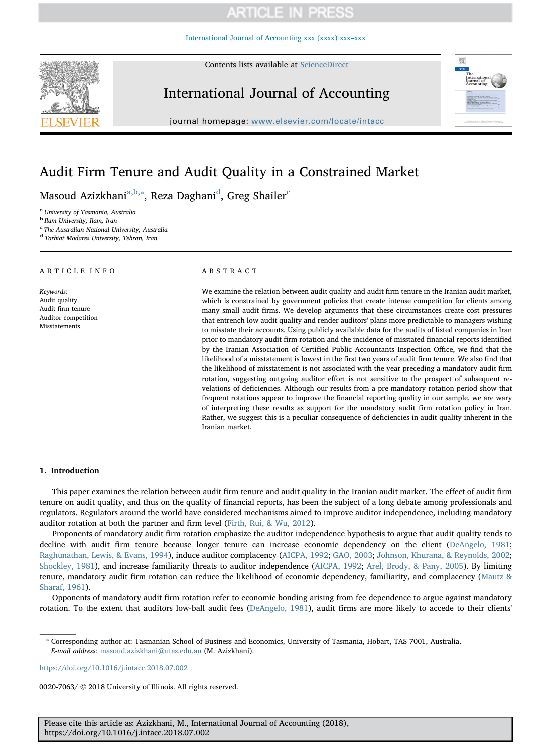# Audit Firm Tenure and Audit Quality in a Constrained Market

Masoud Azizkhani[a,b,*], Reza Daghani[d], Greg Shailer[c]

[a] University of Tasmania, Australia
[b] Ilam University, Ilam, Iran
[c] The Australian National University, Australia
[d] Tarbiat Modares University, Tehran, Iran

## ARTICLE INFO

*Keywords:*
Audit quality
Audit firm tenure
Auditor competition
Misstatements

## ABSTRACT

We examine the relation between audit quality and audit firm tenure in the Iranian audit market, which is constrained by government policies that create intense competition for clients among many small audit firms. We develop arguments that these circumstances create cost pressures that entrench low audit quality and render auditors' plans more predictable to managers wishing to misstate their accounts. Using publicly available data for the audits of listed companies in Iran prior to mandatory audit firm rotation and the incidence of misstated financial reports identified by the Iranian Association of Certified Public Accountants Inspection Office, we find that the likelihood of a misstatement is lowest in the first two years of audit firm tenure. We also find that the likelihood of misstatement is not associated with the year preceding a mandatory audit firm rotation, suggesting outgoing auditor effort is not sensitive to the prospect of subsequent revelations of deficiencies. Although our results from a pre-mandatory rotation period show that frequent rotations appear to improve the financial reporting quality in our sample, we are wary of interpreting these results as support for the mandatory audit firm rotation policy in Iran. Rather, we suggest this is a peculiar consequence of deficiencies in audit quality inherent in the Iranian market.

## 1. Introduction

This paper examines the relation between audit firm tenure and audit quality in the Iranian audit market. The effect of audit firm tenure on audit quality, and thus on the quality of financial reports, has been the subject of a long debate among professionals and regulators. Regulators around the world have considered mechanisms aimed to improve auditor independence, including mandatory auditor rotation at both the partner and firm level (Firth, Rui, & Wu, 2012).

Proponents of mandatory audit firm rotation emphasize the auditor independence hypothesis to argue that audit quality tends to decline with audit firm tenure because longer tenure can increase economic dependency on the client (DeAngelo, 1981; Raghunathan, Lewis, & Evans, 1994), induce auditor complacency (AICPA, 1992; GAO, 2003; Johnson, Khurana, & Reynolds, 2002; Shockley, 1981), and increase familiarity threats to auditor independence (AICPA, 1992; Arel, Brody, & Pany, 2005). By limiting tenure, mandatory audit firm rotation can reduce the likelihood of economic dependency, familiarity, and complacency (Mautz & Sharaf, 1961).

Opponents of mandatory audit firm rotation refer to economic bonding arising from fee dependence to argue against mandatory rotation. To the extent that auditors low-ball audit fees (DeAngelo, 1981), audit firms are more likely to accede to their clients'

* Corresponding author at: Tasmanian School of Business and Economics, University of Tasmania, Hobart, TAS 7001, Australia.
*E-mail address:* masoud.azizkhani@utas.edu.au (M. Azizkhani).

https://doi.org/10.1016/j.intacc.2018.07.002

0020-7063/ © 2018 University of Illinois. All rights reserved.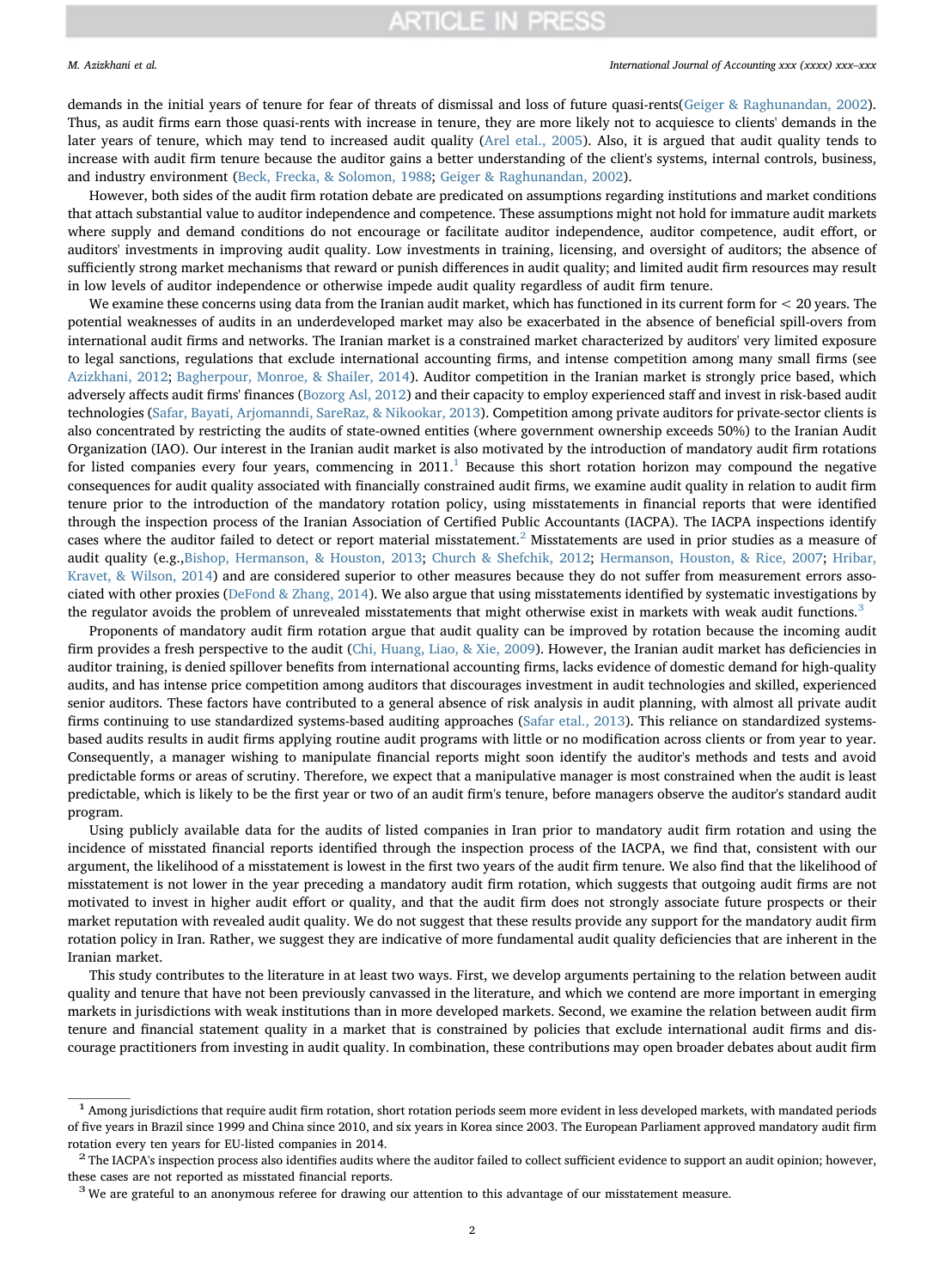demands in the initial years of tenure for fear of threats of dismissal and loss of future quasi-rents(Geiger & Raghunandan, 2002). Thus, as audit firms earn those quasi-rents with increase in tenure, they are more likely not to acquiesce to clients' demands in the later years of tenure, which may tend to increased audit quality (Arel etal., 2005). Also, it is argued that audit quality tends to increase with audit firm tenure because the auditor gains a better understanding of the client's systems, internal controls, business, and industry environment (Beck, Frecka, & Solomon, 1988; Geiger & Raghunandan, 2002).

However, both sides of the audit firm rotation debate are predicated on assumptions regarding institutions and market conditions that attach substantial value to auditor independence and competence. These assumptions might not hold for immature audit markets where supply and demand conditions do not encourage or facilitate auditor independence, auditor competence, audit effort, or auditors' investments in improving audit quality. Low investments in training, licensing, and oversight of auditors; the absence of sufficiently strong market mechanisms that reward or punish differences in audit quality; and limited audit firm resources may result in low levels of auditor independence or otherwise impede audit quality regardless of audit firm tenure.

We examine these concerns using data from the Iranian audit market, which has functioned in its current form for < 20 years. The potential weaknesses of audits in an underdeveloped market may also be exacerbated in the absence of beneficial spill-overs from international audit firms and networks. The Iranian market is a constrained market characterized by auditors' very limited exposure to legal sanctions, regulations that exclude international accounting firms, and intense competition among many small firms (see Azizkhani, 2012; Bagherpour, Monroe, & Shailer, 2014). Auditor competition in the Iranian market is strongly price based, which adversely affects audit firms' finances (Bozorg Asl, 2012) and their capacity to employ experienced staff and invest in risk-based audit technologies (Safar, Bayati, Arjomanndi, SareRaz, & Nikookar, 2013). Competition among private auditors for private-sector clients is also concentrated by restricting the audits of state-owned entities (where government ownership exceeds 50%) to the Iranian Audit Organization (IAO). Our interest in the Iranian audit market is also motivated by the introduction of mandatory audit firm rotations for listed companies every four years, commencing in 2011.[1] Because this short rotation horizon may compound the negative consequences for audit quality associated with financially constrained audit firms, we examine audit quality in relation to audit firm tenure prior to the introduction of the mandatory rotation policy, using misstatements in financial reports that were identified through the inspection process of the Iranian Association of Certified Public Accountants (IACPA). The IACPA inspections identify cases where the auditor failed to detect or report material misstatement.[2] Misstatements are used in prior studies as a measure of audit quality (e.g.,Bishop, Hermanson, & Houston, 2013; Church & Shefchik, 2012; Hermanson, Houston, & Rice, 2007; Hribar, Kravet, & Wilson, 2014) and are considered superior to other measures because they do not suffer from measurement errors associated with other proxies (DeFond & Zhang, 2014). We also argue that using misstatements identified by systematic investigations by the regulator avoids the problem of unrevealed misstatements that might otherwise exist in markets with weak audit functions.[3]

Proponents of mandatory audit firm rotation argue that audit quality can be improved by rotation because the incoming audit firm provides a fresh perspective to the audit (Chi, Huang, Liao, & Xie, 2009). However, the Iranian audit market has deficiencies in auditor training, is denied spillover benefits from international accounting firms, lacks evidence of domestic demand for high-quality audits, and has intense price competition among auditors that discourages investment in audit technologies and skilled, experienced senior auditors. These factors have contributed to a general absence of risk analysis in audit planning, with almost all private audit firms continuing to use standardized systems-based auditing approaches (Safar etal., 2013). This reliance on standardized systems-based audits results in audit firms applying routine audit programs with little or no modification across clients or from year to year. Consequently, a manager wishing to manipulate financial reports might soon identify the auditor's methods and tests and avoid predictable forms or areas of scrutiny. Therefore, we expect that a manipulative manager is most constrained when the audit is least predictable, which is likely to be the first year or two of an audit firm's tenure, before managers observe the auditor's standard audit program.

Using publicly available data for the audits of listed companies in Iran prior to mandatory audit firm rotation and using the incidence of misstated financial reports identified through the inspection process of the IACPA, we find that, consistent with our argument, the likelihood of a misstatement is lowest in the first two years of the audit firm tenure. We also find that the likelihood of misstatement is not lower in the year preceding a mandatory audit firm rotation, which suggests that outgoing audit firms are not motivated to invest in higher audit effort or quality, and that the audit firm does not strongly associate future prospects or their market reputation with revealed audit quality. We do not suggest that these results provide any support for the mandatory audit firm rotation policy in Iran. Rather, we suggest they are indicative of more fundamental audit quality deficiencies that are inherent in the Iranian market.

This study contributes to the literature in at least two ways. First, we develop arguments pertaining to the relation between audit quality and tenure that have not been previously canvassed in the literature, and which we contend are more important in emerging markets in jurisdictions with weak institutions than in more developed markets. Second, we examine the relation between audit firm tenure and financial statement quality in a market that is constrained by policies that exclude international audit firms and discourage practitioners from investing in audit quality. In combination, these contributions may open broader debates about audit firm

[1] Among jurisdictions that require audit firm rotation, short rotation periods seem more evident in less developed markets, with mandated periods of five years in Brazil since 1999 and China since 2010, and six years in Korea since 2003. The European Parliament approved mandatory audit firm rotation every ten years for EU-listed companies in 2014.

[2] The IACPA's inspection process also identifies audits where the auditor failed to collect sufficient evidence to support an audit opinion; however, these cases are not reported as misstated financial reports.

[3] We are grateful to an anonymous referee for drawing our attention to this advantage of our misstatement measure.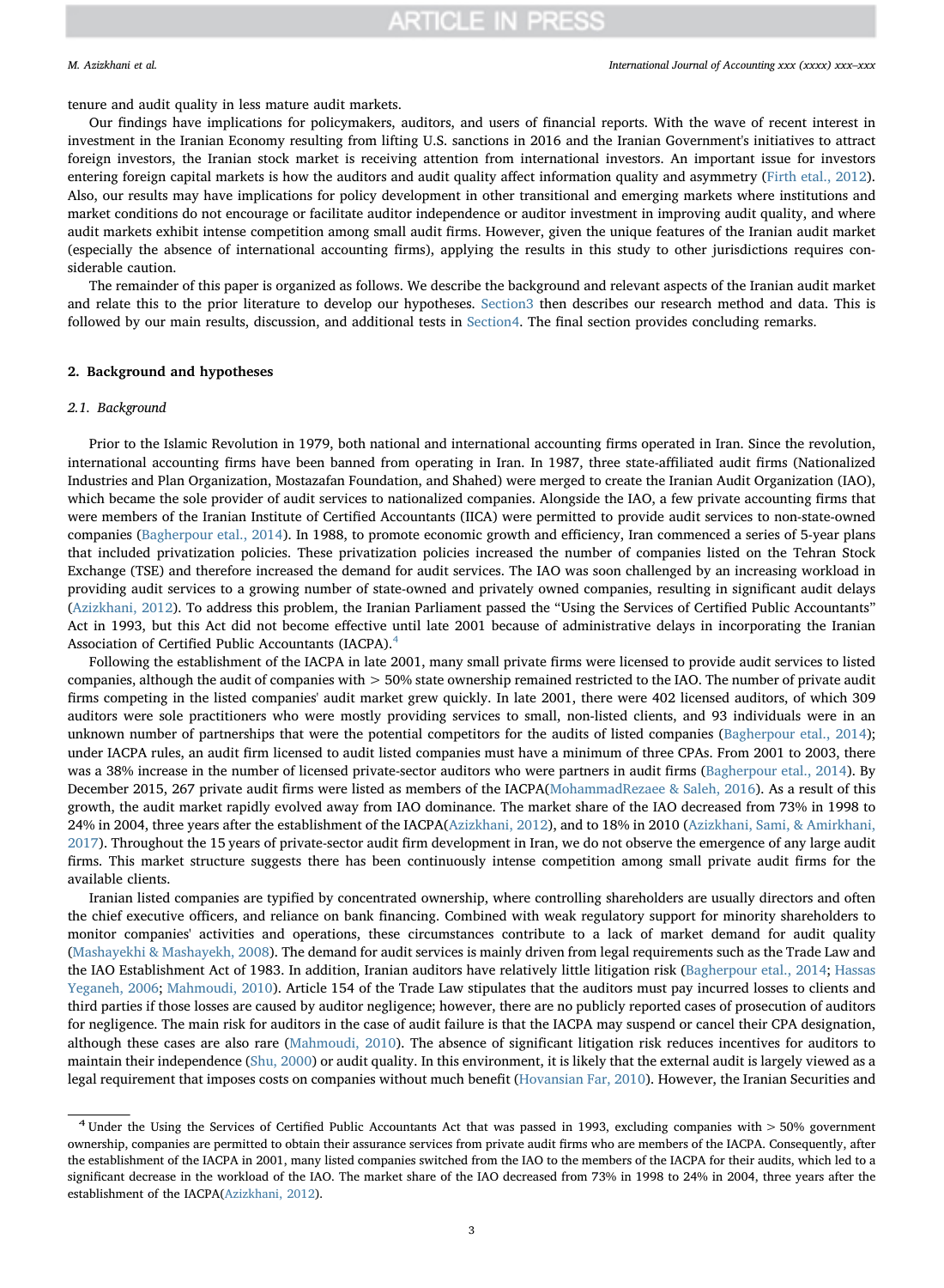tenure and audit quality in less mature audit markets.

Our findings have implications for policymakers, auditors, and users of financial reports. With the wave of recent interest in investment in the Iranian Economy resulting from lifting U.S. sanctions in 2016 and the Iranian Government's initiatives to attract foreign investors, the Iranian stock market is receiving attention from international investors. An important issue for investors entering foreign capital markets is how the auditors and audit quality affect information quality and asymmetry (Firth etal., 2012). Also, our results may have implications for policy development in other transitional and emerging markets where institutions and market conditions do not encourage or facilitate auditor independence or auditor investment in improving audit quality, and where audit markets exhibit intense competition among small audit firms. However, given the unique features of the Iranian audit market (especially the absence of international accounting firms), applying the results in this study to other jurisdictions requires considerable caution.

The remainder of this paper is organized as follows. We describe the background and relevant aspects of the Iranian audit market and relate this to the prior literature to develop our hypotheses. Section3 then describes our research method and data. This is followed by our main results, discussion, and additional tests in Section4. The final section provides concluding remarks.

## 2. Background and hypotheses

### 2.1. Background

Prior to the Islamic Revolution in 1979, both national and international accounting firms operated in Iran. Since the revolution, international accounting firms have been banned from operating in Iran. In 1987, three state-affiliated audit firms (Nationalized Industries and Plan Organization, Mostazafan Foundation, and Shahed) were merged to create the Iranian Audit Organization (IAO), which became the sole provider of audit services to nationalized companies. Alongside the IAO, a few private accounting firms that were members of the Iranian Institute of Certified Accountants (IICA) were permitted to provide audit services to non-state-owned companies (Bagherpour etal., 2014). In 1988, to promote economic growth and efficiency, Iran commenced a series of 5-year plans that included privatization policies. These privatization policies increased the number of companies listed on the Tehran Stock Exchange (TSE) and therefore increased the demand for audit services. The IAO was soon challenged by an increasing workload in providing audit services to a growing number of state-owned and privately owned companies, resulting in significant audit delays (Azizkhani, 2012). To address this problem, the Iranian Parliament passed the "Using the Services of Certified Public Accountants" Act in 1993, but this Act did not become effective until late 2001 because of administrative delays in incorporating the Iranian Association of Certified Public Accountants (IACPA).[4]

Following the establishment of the IACPA in late 2001, many small private firms were licensed to provide audit services to listed companies, although the audit of companies with > 50% state ownership remained restricted to the IAO. The number of private audit firms competing in the listed companies' audit market grew quickly. In late 2001, there were 402 licensed auditors, of which 309 auditors were sole practitioners who were mostly providing services to small, non-listed clients, and 93 individuals were in an unknown number of partnerships that were the potential competitors for the audits of listed companies (Bagherpour etal., 2014); under IACPA rules, an audit firm licensed to audit listed companies must have a minimum of three CPAs. From 2001 to 2003, there was a 38% increase in the number of licensed private-sector auditors who were partners in audit firms (Bagherpour etal., 2014). By December 2015, 267 private audit firms were listed as members of the IACPA(MohammadRezaee & Saleh, 2016). As a result of this growth, the audit market rapidly evolved away from IAO dominance. The market share of the IAO decreased from 73% in 1998 to 24% in 2004, three years after the establishment of the IACPA(Azizkhani, 2012), and to 18% in 2010 (Azizkhani, Sami, & Amirkhani, 2017). Throughout the 15 years of private-sector audit firm development in Iran, we do not observe the emergence of any large audit firms. This market structure suggests there has been continuously intense competition among small private audit firms for the available clients.

Iranian listed companies are typified by concentrated ownership, where controlling shareholders are usually directors and often the chief executive officers, and reliance on bank financing. Combined with weak regulatory support for minority shareholders to monitor companies' activities and operations, these circumstances contribute to a lack of market demand for audit quality (Mashayekhi & Mashayekh, 2008). The demand for audit services is mainly driven from legal requirements such as the Trade Law and the IAO Establishment Act of 1983. In addition, Iranian auditors have relatively little litigation risk (Bagherpour etal., 2014; Hassas Yeganeh, 2006; Mahmoudi, 2010). Article 154 of the Trade Law stipulates that the auditors must pay incurred losses to clients and third parties if those losses are caused by auditor negligence; however, there are no publicly reported cases of prosecution of auditors for negligence. The main risk for auditors in the case of audit failure is that the IACPA may suspend or cancel their CPA designation, although these cases are also rare (Mahmoudi, 2010). The absence of significant litigation risk reduces incentives for auditors to maintain their independence (Shu, 2000) or audit quality. In this environment, it is likely that the external audit is largely viewed as a legal requirement that imposes costs on companies without much benefit (Hovansian Far, 2010). However, the Iranian Securities and

[4] Under the Using the Services of Certified Public Accountants Act that was passed in 1993, excluding companies with > 50% government ownership, companies are permitted to obtain their assurance services from private audit firms who are members of the IACPA. Consequently, after the establishment of the IACPA in 2001, many listed companies switched from the IAO to the members of the IACPA for their audits, which led to a significant decrease in the workload of the IAO. The market share of the IAO decreased from 73% in 1998 to 24% in 2004, three years after the establishment of the IACPA(Azizkhani, 2012).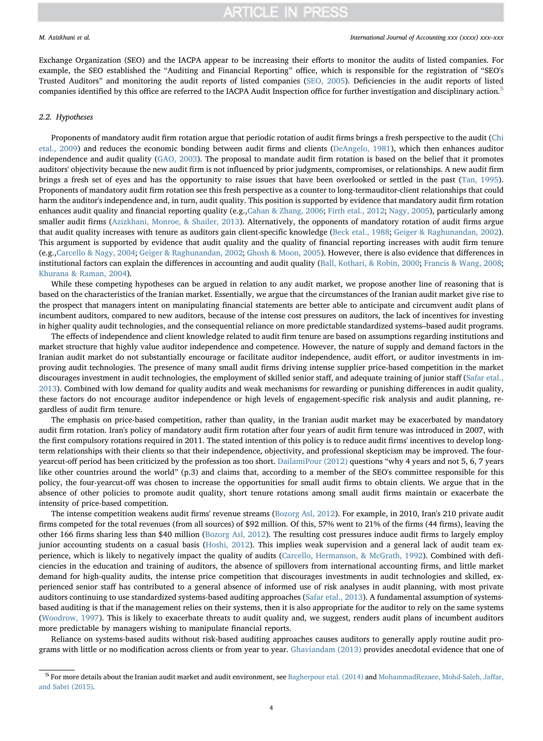Exchange Organization (SEO) and the IACPA appear to be increasing their efforts to monitor the audits of listed companies. For example, the SEO established the "Auditing and Financial Reporting" office, which is responsible for the registration of "SEO's Trusted Auditors" and monitoring the audit reports of listed companies (SEO, 2005). Deficiencies in the audit reports of listed companies identified by this office are referred to the IACPA Audit Inspection office for further investigation and disciplinary action.[5]

### 2.2. Hypotheses

Proponents of mandatory audit firm rotation argue that periodic rotation of audit firms brings a fresh perspective to the audit (Chi etal., 2009) and reduces the economic bonding between audit firms and clients (DeAngelo, 1981), which then enhances auditor independence and audit quality (GAO, 2003). The proposal to mandate audit firm rotation is based on the belief that it promotes auditors' objectivity because the new audit firm is not influenced by prior judgments, compromises, or relationships. A new audit firm brings a fresh set of eyes and has the opportunity to raise issues that have been overlooked or settled in the past (Tan, 1995). Proponents of mandatory audit firm rotation see this fresh perspective as a counter to long-termauditor-client relationships that could harm the auditor's independence and, in turn, audit quality. This position is supported by evidence that mandatory audit firm rotation enhances audit quality and financial reporting quality (e.g.,Cahan & Zhang, 2006; Firth etal., 2012; Nagy, 2005), particularly among smaller audit firms (Azizkhani, Monroe, & Shailer, 2013). Alternatively, the opponents of mandatory rotation of audit firms argue that audit quality increases with tenure as auditors gain client-specific knowledge (Beck etal., 1988; Geiger & Raghunandan, 2002). This argument is supported by evidence that audit quality and the quality of financial reporting increases with audit firm tenure (e.g.,Carcello & Nagy, 2004; Geiger & Raghunandan, 2002; Ghosh & Moon, 2005). However, there is also evidence that differences in institutional factors can explain the differences in accounting and audit quality (Ball, Kothari, & Robin, 2000; Francis & Wang, 2008; Khurana & Raman, 2004).

While these competing hypotheses can be argued in relation to any audit market, we propose another line of reasoning that is based on the characteristics of the Iranian market. Essentially, we argue that the circumstances of the Iranian audit market give rise to the prospect that managers intent on manipulating financial statements are better able to anticipate and circumvent audit plans of incumbent auditors, compared to new auditors, because of the intense cost pressures on auditors, the lack of incentives for investing in higher quality audit technologies, and the consequential reliance on more predictable standardized systems–based audit programs.

The effects of independence and client knowledge related to audit firm tenure are based on assumptions regarding institutions and market structure that highly value auditor independence and competence. However, the nature of supply and demand factors in the Iranian audit market do not substantially encourage or facilitate auditor independence, audit effort, or auditor investments in improving audit technologies. The presence of many small audit firms driving intense supplier price-based competition in the market discourages investment in audit technologies, the employment of skilled senior staff, and adequate training of junior staff (Safar etal., 2013). Combined with low demand for quality audits and weak mechanisms for rewarding or punishing differences in audit quality, these factors do not encourage auditor independence or high levels of engagement-specific risk analysis and audit planning, regardless of audit firm tenure.

The emphasis on price-based competition, rather than quality, in the Iranian audit market may be exacerbated by mandatory audit firm rotation. Iran's policy of mandatory audit firm rotation after four years of audit firm tenure was introduced in 2007, with the first compulsory rotations required in 2011. The stated intention of this policy is to reduce audit firms' incentives to develop long-term relationships with their clients so that their independence, objectivity, and professional skepticism may be improved. The four-yearcut-off period has been criticized by the profession as too short. DailamiPour (2012) questions "why 4 years and not 5, 6, 7 years like other countries around the world" (p.3) and claims that, according to a member of the SEO's committee responsible for this policy, the four-yearcut-off was chosen to increase the opportunities for small audit firms to obtain clients. We argue that in the absence of other policies to promote audit quality, short tenure rotations among small audit firms maintain or exacerbate the intensity of price-based competition.

The intense competition weakens audit firms' revenue streams (Bozorg Asl, 2012). For example, in 2010, Iran's 210 private audit firms competed for the total revenues (from all sources) of $92 million. Of this, 57% went to 21% of the firms (44 firms), leaving the other 166 firms sharing less than $40 million (Bozorg Asl, 2012). The resulting cost pressures induce audit firms to largely employ junior accounting students on a casual basis (Hoshi, 2012). This implies weak supervision and a general lack of audit team experience, which is likely to negatively impact the quality of audits (Carcello, Hermanson, & McGrath, 1992). Combined with deficiencies in the education and training of auditors, the absence of spillovers from international accounting firms, and little market demand for high-quality audits, the intense price competition that discourages investments in audit technologies and skilled, experienced senior staff has contributed to a general absence of informed use of risk analyses in audit planning, with most private auditors continuing to use standardized systems-based auditing approaches (Safar etal., 2013). A fundamental assumption of systems-based auditing is that if the management relies on their systems, then it is also appropriate for the auditor to rely on the same systems (Woodrow, 1997). This is likely to exacerbate threats to audit quality and, we suggest, renders audit plans of incumbent auditors more predictable by managers wishing to manipulate financial reports.

Reliance on systems-based audits without risk-based auditing approaches causes auditors to generally apply routine audit programs with little or no modification across clients or from year to year. Ghaviandam (2013) provides anecdotal evidence that one of

[5] For more details about the Iranian audit market and audit environment, see Bagherpour etal. (2014) and MohammadRezaee, Mohd-Saleh, Jaffar, and Sabri (2015).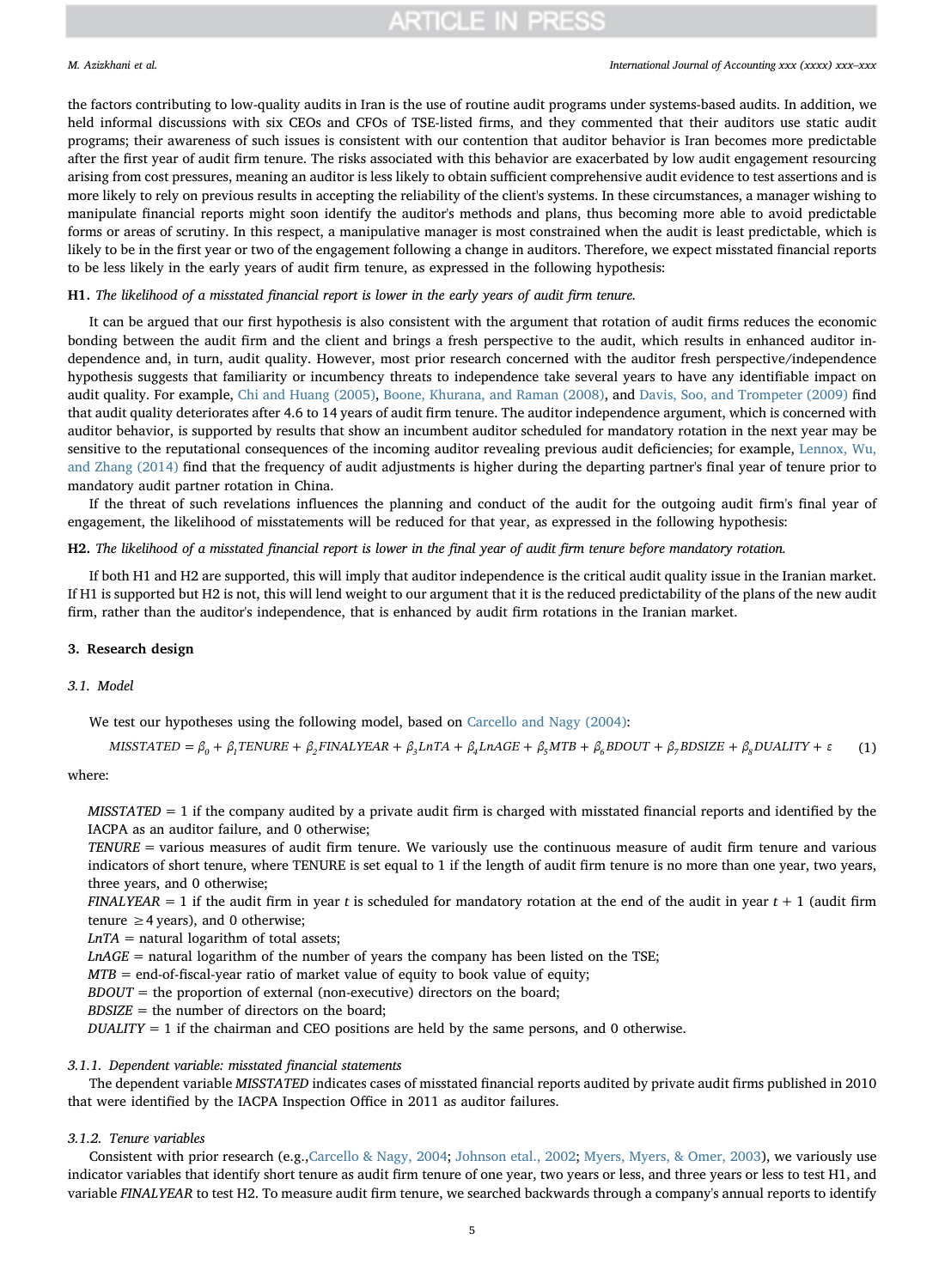the factors contributing to low-quality audits in Iran is the use of routine audit programs under systems-based audits. In addition, we held informal discussions with six CEOs and CFOs of TSE-listed firms, and they commented that their auditors use static audit programs; their awareness of such issues is consistent with our contention that auditor behavior is Iran becomes more predictable after the first year of audit firm tenure. The risks associated with this behavior are exacerbated by low audit engagement resourcing arising from cost pressures, meaning an auditor is less likely to obtain sufficient comprehensive audit evidence to test assertions and is more likely to rely on previous results in accepting the reliability of the client's systems. In these circumstances, a manager wishing to manipulate financial reports might soon identify the auditor's methods and plans, thus becoming more able to avoid predictable forms or areas of scrutiny. In this respect, a manipulative manager is most constrained when the audit is least predictable, which is likely to be in the first year or two of the engagement following a change in auditors. Therefore, we expect misstated financial reports to be less likely in the early years of audit firm tenure, as expressed in the following hypothesis:

**H1.** *The likelihood of a misstated financial report is lower in the early years of audit firm tenure.*

It can be argued that our first hypothesis is also consistent with the argument that rotation of audit firms reduces the economic bonding between the audit firm and the client and brings a fresh perspective to the audit, which results in enhanced auditor independence and, in turn, audit quality. However, most prior research concerned with the auditor fresh perspective/independence hypothesis suggests that familiarity or incumbency threats to independence take several years to have any identifiable impact on audit quality. For example, Chi and Huang (2005), Boone, Khurana, and Raman (2008), and Davis, Soo, and Trompeter (2009) find that audit quality deteriorates after 4.6 to 14 years of audit firm tenure. The auditor independence argument, which is concerned with auditor behavior, is supported by results that show an incumbent auditor scheduled for mandatory rotation in the next year may be sensitive to the reputational consequences of the incoming auditor revealing previous audit deficiencies; for example, Lennox, Wu, and Zhang (2014) find that the frequency of audit adjustments is higher during the departing partner's final year of tenure prior to mandatory audit partner rotation in China.

If the threat of such revelations influences the planning and conduct of the audit for the outgoing audit firm's final year of engagement, the likelihood of misstatements will be reduced for that year, as expressed in the following hypothesis:

**H2.** *The likelihood of a misstated financial report is lower in the final year of audit firm tenure before mandatory rotation.*

If both H1 and H2 are supported, this will imply that auditor independence is the critical audit quality issue in the Iranian market. If H1 is supported but H2 is not, this will lend weight to our argument that it is the reduced predictability of the plans of the new audit firm, rather than the auditor's independence, that is enhanced by audit firm rotations in the Iranian market.

## 3. Research design

### 3.1. Model

We test our hypotheses using the following model, based on Carcello and Nagy (2004):

$$MISSTATED = \beta_0 + \beta_1 TENURE + \beta_2 FINALYEAR + \beta_3 LnTA + \beta_4 LnAGE + \beta_5 MTB + \beta_6 BDOUT + \beta_7 BDSIZE + \beta_8 DUALITY + \varepsilon \quad (1)$$

where:

*MISSTATED* = 1 if the company audited by a private audit firm is charged with misstated financial reports and identified by the IACPA as an auditor failure, and 0 otherwise;
*TENURE* = various measures of audit firm tenure. We variously use the continuous measure of audit firm tenure and various indicators of short tenure, where TENURE is set equal to 1 if the length of audit firm tenure is no more than one year, two years, three years, and 0 otherwise;
*FINALYEAR* = 1 if the audit firm in year $t$ is scheduled for mandatory rotation at the end of the audit in year $t + 1$ (audit firm tenure $\geq 4$ years), and 0 otherwise;
*LnTA* = natural logarithm of total assets;
*LnAGE* = natural logarithm of the number of years the company has been listed on the TSE;
*MTB* = end-of-fiscal-year ratio of market value of equity to book value of equity;
*BDOUT* = the proportion of external (non-executive) directors on the board;
*BDSIZE* = the number of directors on the board;
*DUALITY* = 1 if the chairman and CEO positions are held by the same persons, and 0 otherwise.

#### 3.1.1. Dependent variable: misstated financial statements

The dependent variable *MISSTATED* indicates cases of misstated financial reports audited by private audit firms published in 2010 that were identified by the IACPA Inspection Office in 2011 as auditor failures.

#### 3.1.2. Tenure variables

Consistent with prior research (e.g.,Carcello & Nagy, 2004; Johnson etal., 2002; Myers, Myers, & Omer, 2003), we variously use indicator variables that identify short tenure as audit firm tenure of one year, two years or less, and three years or less to test H1, and variable *FINALYEAR* to test H2. To measure audit firm tenure, we searched backwards through a company's annual reports to identify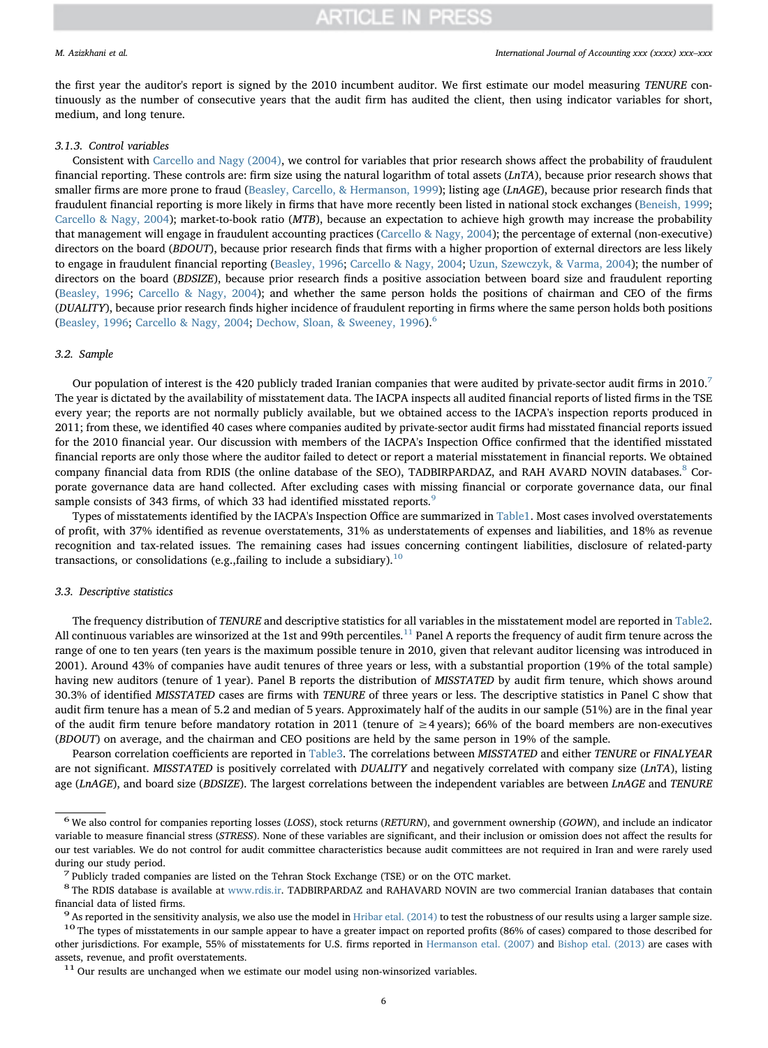the first year the auditor's report is signed by the 2010 incumbent auditor. We first estimate our model measuring *TENURE* continuously as the number of consecutive years that the audit firm has audited the client, then using indicator variables for short, medium, and long tenure.

### 3.1.3. Control variables

Consistent with Carcello and Nagy (2004), we control for variables that prior research shows affect the probability of fraudulent financial reporting. These controls are: firm size using the natural logarithm of total assets (*LnTA*), because prior research shows that smaller firms are more prone to fraud (Beasley, Carcello, & Hermanson, 1999); listing age (*LnAGE*), because prior research finds that fraudulent financial reporting is more likely in firms that have more recently been listed in national stock exchanges (Beneish, 1999; Carcello & Nagy, 2004); market-to-book ratio (*MTB*), because an expectation to achieve high growth may increase the probability that management will engage in fraudulent accounting practices (Carcello & Nagy, 2004); the percentage of external (non-executive) directors on the board (*BDOUT*), because prior research finds that firms with a higher proportion of external directors are less likely to engage in fraudulent financial reporting (Beasley, 1996; Carcello & Nagy, 2004; Uzun, Szewczyk, & Varma, 2004); the number of directors on the board (*BDSIZE*), because prior research finds a positive association between board size and fraudulent reporting (Beasley, 1996; Carcello & Nagy, 2004); and whether the same person holds the positions of chairman and CEO of the firms (*DUALITY*), because prior research finds higher incidence of fraudulent reporting in firms where the same person holds both positions (Beasley, 1996; Carcello & Nagy, 2004; Dechow, Sloan, & Sweeney, 1996).[6]

## 3.2. Sample

Our population of interest is the 420 publicly traded Iranian companies that were audited by private-sector audit firms in 2010.[7] The year is dictated by the availability of misstatement data. The IACPA inspects all audited financial reports of listed firms in the TSE every year; the reports are not normally publicly available, but we obtained access to the IACPA's inspection reports produced in 2011; from these, we identified 40 cases where companies audited by private-sector audit firms had misstated financial reports issued for the 2010 financial year. Our discussion with members of the IACPA's Inspection Office confirmed that the identified misstated financial reports are only those where the auditor failed to detect or report a material misstatement in financial reports. We obtained company financial data from RDIS (the online database of the SEO), TADBIRPARDAZ, and RAH AVARD NOVIN databases.[8] Corporate governance data are hand collected. After excluding cases with missing financial or corporate governance data, our final sample consists of 343 firms, of which 33 had identified misstated reports.[9]

Types of misstatements identified by the IACPA's Inspection Office are summarized in Table1. Most cases involved overstatements of profit, with 37% identified as revenue overstatements, 31% as understatements of expenses and liabilities, and 18% as revenue recognition and tax-related issues. The remaining cases had issues concerning contingent liabilities, disclosure of related-party transactions, or consolidations (e.g.,failing to include a subsidiary).[10]

## 3.3. Descriptive statistics

The frequency distribution of *TENURE* and descriptive statistics for all variables in the misstatement model are reported in Table2. All continuous variables are winsorized at the 1st and 99th percentiles.[11] Panel A reports the frequency of audit firm tenure across the range of one to ten years (ten years is the maximum possible tenure in 2010, given that relevant auditor licensing was introduced in 2001). Around 43% of companies have audit tenures of three years or less, with a substantial proportion (19% of the total sample) having new auditors (tenure of 1 year). Panel B reports the distribution of *MISSTATED* by audit firm tenure, which shows around 30.3% of identified *MISSTATED* cases are firms with *TENURE* of three years or less. The descriptive statistics in Panel C show that audit firm tenure has a mean of 5.2 and median of 5 years. Approximately half of the audits in our sample (51%) are in the final year of the audit firm tenure before mandatory rotation in 2011 (tenure of $\geq 4$ years); 66% of the board members are non-executives (*BDOUT*) on average, and the chairman and CEO positions are held by the same person in 19% of the sample.

Pearson correlation coefficients are reported in Table3. The correlations between *MISSTATED* and either *TENURE* or *FINALYEAR* are not significant. *MISSTATED* is positively correlated with *DUALITY* and negatively correlated with company size (*LnTA*), listing age (*LnAGE*), and board size (*BDSIZE*). The largest correlations between the independent variables are between *LnAGE* and *TENURE*

---

[6] We also control for companies reporting losses (*LOSS*), stock returns (*RETURN*), and government ownership (*GOWN*), and include an indicator variable to measure financial stress (*STRESS*). None of these variables are significant, and their inclusion or omission does not affect the results for our test variables. We do not control for audit committee characteristics because audit committees are not required in Iran and were rarely used during our study period.

[7] Publicly traded companies are listed on the Tehran Stock Exchange (TSE) or on the OTC market.

[8] The RDIS database is available at www.rdis.ir. TADBIRPARDAZ and RAHAVARD NOVIN are two commercial Iranian databases that contain financial data of listed firms.

[9] As reported in the sensitivity analysis, we also use the model in Hribar etal. (2014) to test the robustness of our results using a larger sample size.

[10] The types of misstatements in our sample appear to have a greater impact on reported profits (86% of cases) compared to those described for other jurisdictions. For example, 55% of misstatements for U.S. firms reported in Hermanson etal. (2007) and Bishop etal. (2013) are cases with assets, revenue, and profit overstatements.

[11] Our results are unchanged when we estimate our model using non-winsorized variables.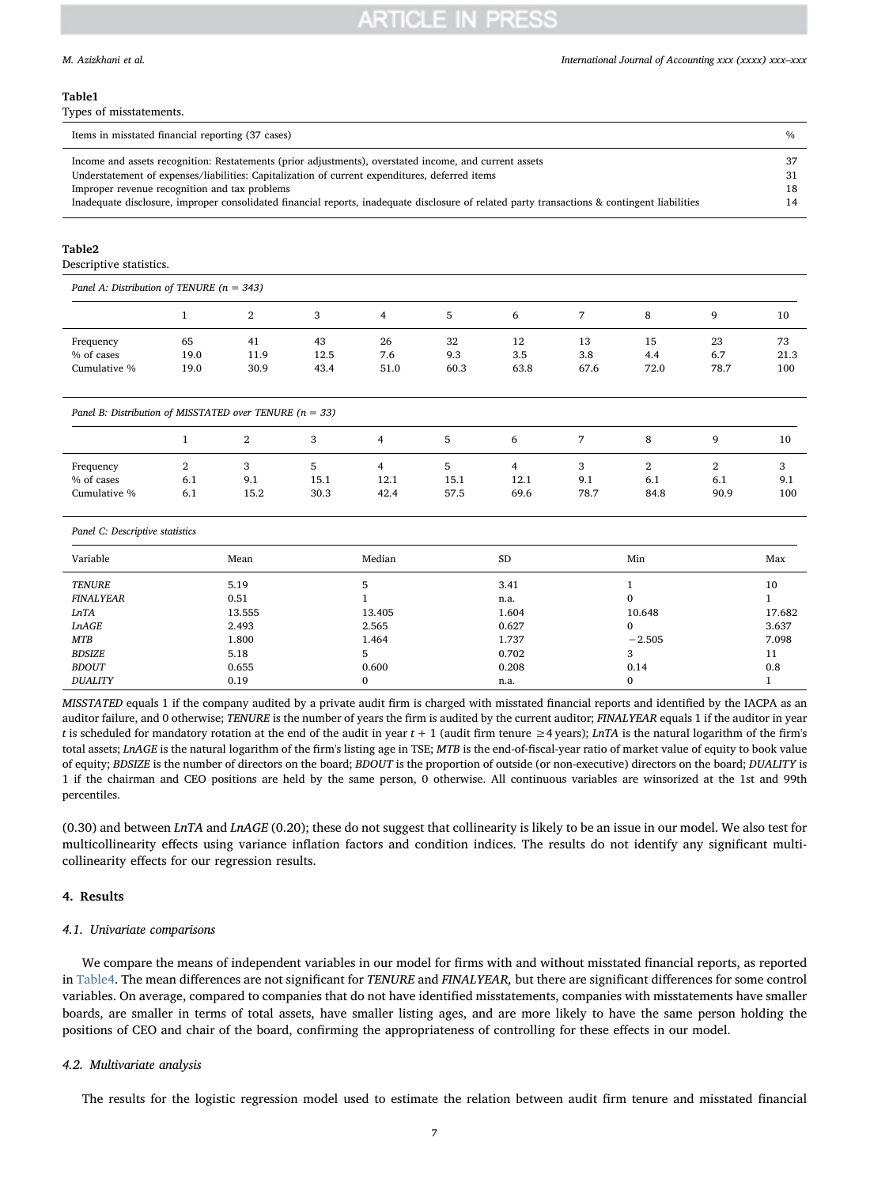**Table1**
Types of misstatements.

| Items in misstated financial reporting (37 cases) | % |
|---|---|
| Income and assets recognition: Restatements (prior adjustments), overstated income, and current assets | 37 |
| Understatement of expenses/liabilities: Capitalization of current expenditures, deferred items | 31 |
| Improper revenue recognition and tax problems | 18 |
| Inadequate disclosure, improper consolidated financial reports, inadequate disclosure of related party transactions & contingent liabilities | 14 |

**Table2**
Descriptive statistics.

*Panel A: Distribution of TENURE (n = 343)*

| | 1 | 2 | 3 | 4 | 5 | 6 | 7 | 8 | 9 | 10 |
|---|---|---|---|---|---|---|---|---|---|---|
| Frequency | 65 | 41 | 43 | 26 | 32 | 12 | 13 | 15 | 23 | 73 |
| % of cases | 19.0 | 11.9 | 12.5 | 7.6 | 9.3 | 3.5 | 3.8 | 4.4 | 6.7 | 21.3 |
| Cumulative % | 19.0 | 30.9 | 43.4 | 51.0 | 60.3 | 63.8 | 67.6 | 72.0 | 78.7 | 100 |

*Panel B: Distribution of MISSTATED over TENURE (n = 33)*

| | 1 | 2 | 3 | 4 | 5 | 6 | 7 | 8 | 9 | 10 |
|---|---|---|---|---|---|---|---|---|---|---|
| Frequency | 2 | 3 | 5 | 4 | 5 | 4 | 3 | 2 | 2 | 3 |
| % of cases | 6.1 | 9.1 | 15.1 | 12.1 | 15.1 | 12.1 | 9.1 | 6.1 | 6.1 | 9.1 |
| Cumulative % | 6.1 | 15.2 | 30.3 | 42.4 | 57.5 | 69.6 | 78.7 | 84.8 | 90.9 | 100 |

*Panel C: Descriptive statistics*

| Variable | Mean | Median | SD | Min | Max |
|---|---|---|---|---|---|
| *TENURE* | 5.19 | 5 | 3.41 | 1 | 10 |
| *FINALYEAR* | 0.51 | 1 | n.a. | 0 | 1 |
| *LnTA* | 13.555 | 13.405 | 1.604 | 10.648 | 17.682 |
| *LnAGE* | 2.493 | 2.565 | 0.627 | 0 | 3.637 |
| *MTB* | 1.800 | 1.464 | 1.737 | −2.505 | 7.098 |
| *BDSIZE* | 5.18 | 5 | 0.702 | 3 | 11 |
| *BDOUT* | 0.655 | 0.600 | 0.208 | 0.14 | 0.8 |
| *DUALITY* | 0.19 | 0 | n.a. | 0 | 1 |

*MISSTATED* equals 1 if the company audited by a private audit firm is charged with misstated financial reports and identified by the IACPA as an auditor failure, and 0 otherwise; *TENURE* is the number of years the firm is audited by the current auditor; *FINALYEAR* equals 1 if the auditor in year $t$ is scheduled for mandatory rotation at the end of the audit in year $t + 1$ (audit firm tenure $\geq 4$ years); *LnTA* is the natural logarithm of the firm's total assets; *LnAGE* is the natural logarithm of the firm's listing age in TSE; *MTB* is the end-of-fiscal-year ratio of market value of equity to book value of equity; *BDSIZE* is the number of directors on the board; *BDOUT* is the proportion of outside (or non-executive) directors on the board; *DUALITY* is 1 if the chairman and CEO positions are held by the same person, 0 otherwise. All continuous variables are winsorized at the 1st and 99th percentiles.

(0.30) and between *LnTA* and *LnAGE* (0.20); these do not suggest that collinearity is likely to be an issue in our model. We also test for multicollinearity effects using variance inflation factors and condition indices. The results do not identify any significant multicollinearity effects for our regression results.

## 4. Results

### 4.1. Univariate comparisons

We compare the means of independent variables in our model for firms with and without misstated financial reports, as reported in Table4. The mean differences are not significant for *TENURE* and *FINALYEAR,* but there are significant differences for some control variables. On average, compared to companies that do not have identified misstatements, companies with misstatements have smaller boards, are smaller in terms of total assets, have smaller listing ages, and are more likely to have the same person holding the positions of CEO and chair of the board, confirming the appropriateness of controlling for these effects in our model.

### 4.2. Multivariate analysis

The results for the logistic regression model used to estimate the relation between audit firm tenure and misstated financial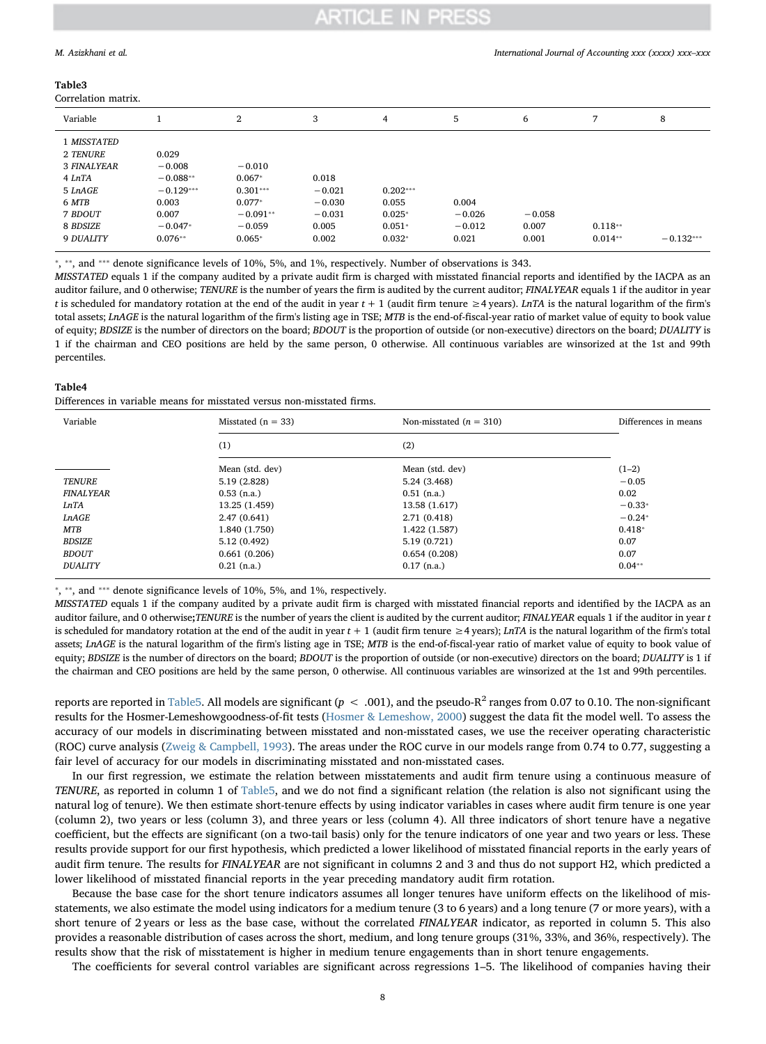**Table3**
Correlation matrix.

| Variable | 1 | 2 | 3 | 4 | 5 | 6 | 7 | 8 |
|---|---|---|---|---|---|---|---|---|
| 1 *MISSTATED* | | | | | | | | |
| 2 *TENURE* | 0.029 | | | | | | | |
| 3 *FINALYEAR* | −0.008 | −0.010 | | | | | | |
| 4 *LnTA* | −0.088** | 0.067* | 0.018 | | | | | |
| 5 *LnAGE* | −0.129*** | 0.301*** | −0.021 | 0.202*** | | | | |
| 6 *MTB* | 0.003 | 0.077* | −0.030 | 0.055 | 0.004 | | | |
| 7 *BDOUT* | 0.007 | −0.091** | −0.031 | 0.025* | −0.026 | −0.058 | | |
| 8 *BDSIZE* | −0.047* | −0.059 | 0.005 | 0.051* | −0.012 | 0.007 | 0.118** | |
| 9 *DUALITY* | 0.076** | 0.065* | 0.002 | 0.032* | 0.021 | 0.001 | 0.014** | −0.132*** |

*, **, and *** denote significance levels of 10%, 5%, and 1%, respectively. Number of observations is 343.
*MISSTATED* equals 1 if the company audited by a private audit firm is charged with misstated financial reports and identified by the IACPA as an auditor failure, and 0 otherwise; *TENURE* is the number of years the firm is audited by the current auditor; *FINALYEAR* equals 1 if the auditor in year $t$ is scheduled for mandatory rotation at the end of the audit in year $t + 1$ (audit firm tenure ≥4 years). *LnTA* is the natural logarithm of the firm's total assets; *LnAGE* is the natural logarithm of the firm's listing age in TSE; *MTB* is the end-of-fiscal-year ratio of market value of equity to book value of equity; *BDSIZE* is the number of directors on the board; *BDOUT* is the proportion of outside (or non-executive) directors on the board; *DUALITY* is 1 if the chairman and CEO positions are held by the same person, 0 otherwise. All continuous variables are winsorized at the 1st and 99th percentiles.

**Table4**
Differences in variable means for misstated versus non-misstated firms.

| Variable | Misstated (n = 33) | Non-misstated (n = 310) | Differences in means |
|---|---|---|---|
| | (1) | (2) | |
| | Mean (std. dev) | Mean (std. dev) | (1–2) |
| *TENURE* | 5.19 (2.828) | 5.24 (3.468) | −0.05 |
| *FINALYEAR* | 0.53 (n.a.) | 0.51 (n.a.) | 0.02 |
| *LnTA* | 13.25 (1.459) | 13.58 (1.617) | −0.33* |
| *LnAGE* | 2.47 (0.641) | 2.71 (0.418) | −0.24* |
| *MTB* | 1.840 (1.750) | 1.422 (1.587) | 0.418* |
| *BDSIZE* | 5.12 (0.492) | 5.19 (0.721) | 0.07 |
| *BDOUT* | 0.661 (0.206) | 0.654 (0.208) | 0.07 |
| *DUALITY* | 0.21 (n.a.) | 0.17 (n.a.) | 0.04** |

*, **, and *** denote significance levels of 10%, 5%, and 1%, respectively.
*MISSTATED* equals 1 if the company audited by a private audit firm is charged with misstated financial reports and identified by the IACPA as an auditor failure, and 0 otherwise;*TENURE* is the number of years the client is audited by the current auditor; *FINALYEAR* equals 1 if the auditor in year $t$ is scheduled for mandatory rotation at the end of the audit in year $t + 1$ (audit firm tenure ≥4 years); *LnTA* is the natural logarithm of the firm's total assets; *LnAGE* is the natural logarithm of the firm's listing age in TSE; *MTB* is the end-of-fiscal-year ratio of market value of equity to book value of equity; *BDSIZE* is the number of directors on the board; *BDOUT* is the proportion of outside (or non-executive) directors on the board; *DUALITY* is 1 if the chairman and CEO positions are held by the same person, 0 otherwise. All continuous variables are winsorized at the 1st and 99th percentiles.

reports are reported in Table5. All models are significant ($p < .001$), and the pseudo-$R^2$ ranges from 0.07 to 0.10. The non-significant results for the Hosmer-Lemeshowgoodness-of-fit tests (Hosmer & Lemeshow, 2000) suggest the data fit the model well. To assess the accuracy of our models in discriminating between misstated and non-misstated cases, we use the receiver operating characteristic (ROC) curve analysis (Zweig & Campbell, 1993). The areas under the ROC curve in our models range from 0.74 to 0.77, suggesting a fair level of accuracy for our models in discriminating misstated and non-misstated cases.

In our first regression, we estimate the relation between misstatements and audit firm tenure using a continuous measure of *TENURE*, as reported in column 1 of Table5, and we do not find a significant relation (the relation is also not significant using the natural log of tenure). We then estimate short-tenure effects by using indicator variables in cases where audit firm tenure is one year (column 2), two years or less (column 3), and three years or less (column 4). All three indicators of short tenure have a negative coefficient, but the effects are significant (on a two-tail basis) only for the tenure indicators of one year and two years or less. These results provide support for our first hypothesis, which predicted a lower likelihood of misstated financial reports in the early years of audit firm tenure. The results for *FINALYEAR* are not significant in columns 2 and 3 and thus do not support H2, which predicted a lower likelihood of misstated financial reports in the year preceding mandatory audit firm rotation.

Because the base case for the short tenure indicators assumes all longer tenures have uniform effects on the likelihood of misstatements, we also estimate the model using indicators for a medium tenure (3 to 6 years) and a long tenure (7 or more years), with a short tenure of 2 years or less as the base case, without the correlated *FINALYEAR* indicator, as reported in column 5. This also provides a reasonable distribution of cases across the short, medium, and long tenure groups (31%, 33%, and 36%, respectively). The results show that the risk of misstatement is higher in medium tenure engagements than in short tenure engagements.

The coefficients for several control variables are significant across regressions 1–5. The likelihood of companies having their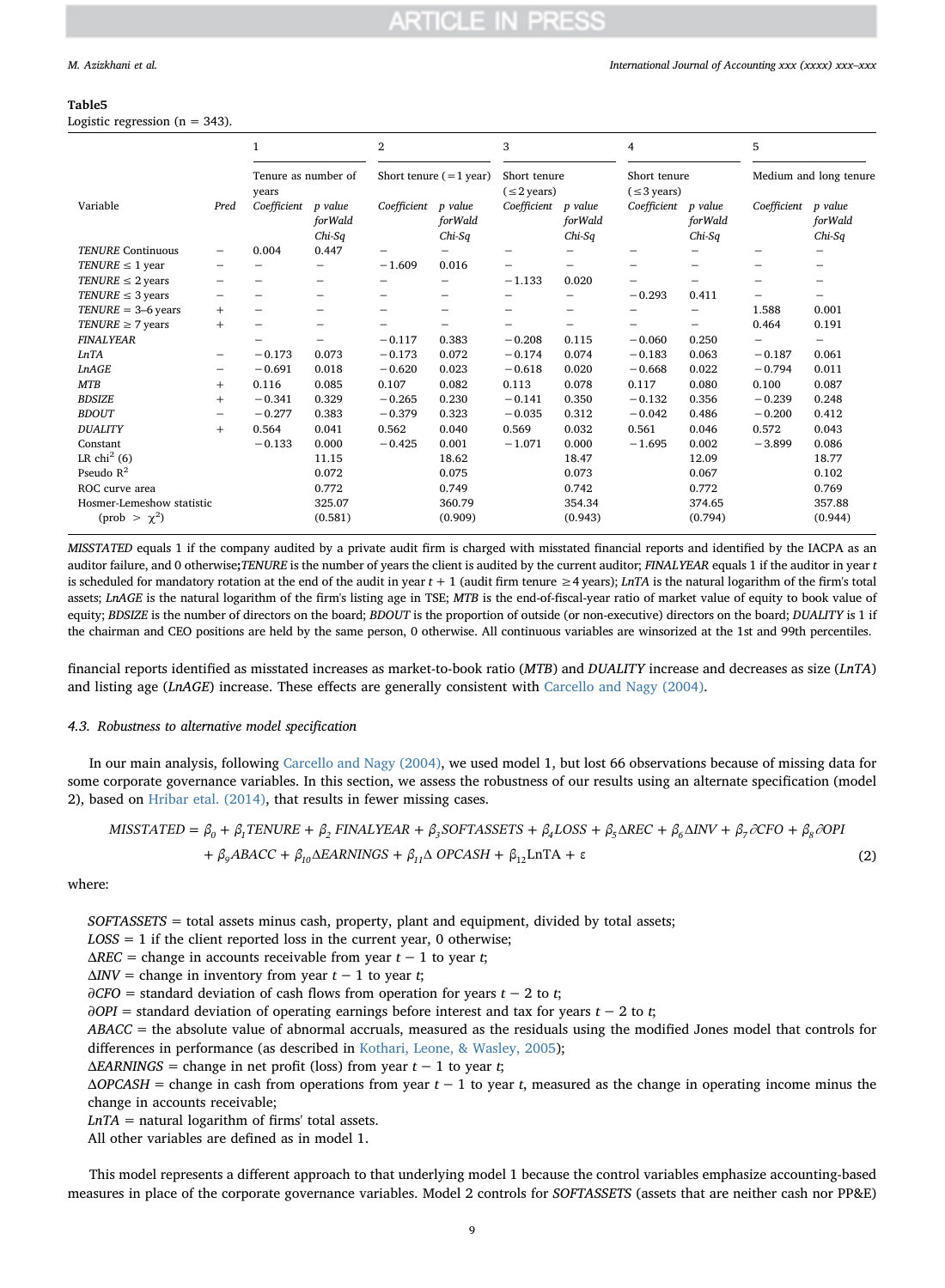**Table5**
Logistic regression (n = 343).

| Variable | Pred | 1 | | 2 | | 3 | | 4 | | 5 | |
|---|---|---|---|---|---|---|---|---|---|---|---|
| | | Tenure as number of years | | Short tenure (=1 year) | | Short tenure (≤2 years) | | Short tenure (≤3 years) | | Medium and long tenure | |
| | | *Coefficient* | *p value forWald Chi-Sq* | *Coefficient* | *p value forWald Chi-Sq* | *Coefficient* | *p value forWald Chi-Sq* | *Coefficient* | *p value forWald Chi-Sq* | *Coefficient* | *p value forWald Chi-Sq* |
| *TENURE* Continuous | – | 0.004 | 0.447 | – | – | – | – | – | – | – | – |
| *TENURE* ≤ 1 year | – | – | – | −1.609 | 0.016 | – | – | – | – | – | – |
| *TENURE* ≤ 2 years | – | – | – | – | – | −1.133 | 0.020 | – | – | – | – |
| *TENURE* ≤ 3 years | – | – | – | – | – | – | – | −0.293 | 0.411 | – | – |
| *TENURE* = 3–6 years | + | – | – | – | – | – | – | – | – | 1.588 | 0.001 |
| *TENURE* ≥ 7 years | + | – | – | – | – | – | – | – | – | 0.464 | 0.191 |
| *FINALYEAR* | | – | – | −0.117 | 0.383 | −0.208 | 0.115 | −0.060 | 0.250 | – | – |
| *LnTA* | – | −0.173 | 0.073 | −0.173 | 0.072 | −0.174 | 0.074 | −0.183 | 0.063 | −0.187 | 0.061 |
| *LnAGE* | – | −0.691 | 0.018 | −0.620 | 0.023 | −0.618 | 0.020 | −0.668 | 0.022 | −0.794 | 0.011 |
| *MTB* | + | 0.116 | 0.085 | 0.107 | 0.082 | 0.113 | 0.078 | 0.117 | 0.080 | 0.100 | 0.087 |
| *BDSIZE* | + | −0.341 | 0.329 | −0.265 | 0.230 | −0.141 | 0.350 | −0.132 | 0.356 | −0.239 | 0.248 |
| *BDOUT* | – | −0.277 | 0.383 | −0.379 | 0.323 | −0.035 | 0.312 | −0.042 | 0.486 | −0.200 | 0.412 |
| *DUALITY* | + | 0.564 | 0.041 | 0.562 | 0.040 | 0.569 | 0.032 | 0.561 | 0.046 | 0.572 | 0.043 |
| Constant | | −0.133 | 0.000 | −0.425 | 0.001 | −1.071 | 0.000 | −1.695 | 0.002 | −3.899 | 0.086 |
| LR chi$^2$ (6) | | | 11.15 | | 18.62 | | 18.47 | | 12.09 | | 18.77 |
| Pseudo R$^2$ | | | 0.072 | | 0.075 | | 0.073 | | 0.067 | | 0.102 |
| ROC curve area | | | 0.772 | | 0.749 | | 0.742 | | 0.772 | | 0.769 |
| Hosmer-Lemeshow statistic | | | 325.07 | | 360.79 | | 354.34 | | 374.65 | | 357.88 |
| (prob > $\chi^2$) | | | (0.581) | | (0.909) | | (0.943) | | (0.794) | | (0.944) |

*MISSTATED* equals 1 if the company audited by a private audit firm is charged with misstated financial reports and identified by the IACPA as an auditor failure, and 0 otherwise;*TENURE* is the number of years the client is audited by the current auditor; *FINALYEAR* equals 1 if the auditor in year *t* is scheduled for mandatory rotation at the end of the audit in year *t* + 1 (audit firm tenure ≥4 years); *LnTA* is the natural logarithm of the firm's total assets; *LnAGE* is the natural logarithm of the firm's listing age in TSE; *MTB* is the end-of-fiscal-year ratio of market value of equity to book value of equity; *BDSIZE* is the number of directors on the board; *BDOUT* is the proportion of outside (or non-executive) directors on the board; *DUALITY* is 1 if the chairman and CEO positions are held by the same person, 0 otherwise. All continuous variables are winsorized at the 1st and 99th percentiles.

financial reports identified as misstated increases as market-to-book ratio (*MTB*) and *DUALITY* increase and decreases as size (*LnTA*) and listing age (*LnAGE*) increase. These effects are generally consistent with Carcello and Nagy (2004).

### 4.3. Robustness to alternative model specification

In our main analysis, following Carcello and Nagy (2004), we used model 1, but lost 66 observations because of missing data for some corporate governance variables. In this section, we assess the robustness of our results using an alternate specification (model 2), based on Hribar etal. (2014), that results in fewer missing cases.

$$MISSTATED = \beta_0 + \beta_1 TENURE + \beta_2\ FINALYEAR + \beta_3 SOFTASSETS + \beta_4 LOSS + \beta_5 \Delta REC + \beta_6 \Delta INV + \beta_7 \partial CFO + \beta_8 \partial OPI + \beta_9 ABACC + \beta_{10} \Delta EARNINGS + \beta_{11} \Delta\ OPCASH + \beta_{12} \text{LnTA} + \varepsilon \quad (2)$$

where:

*SOFTASSETS* = total assets minus cash, property, plant and equipment, divided by total assets;
*LOSS* = 1 if the client reported loss in the current year, 0 otherwise;
*ΔREC* = change in accounts receivable from year $t-1$ to year $t$;
*ΔINV* = change in inventory from year $t-1$ to year $t$;
*∂CFO* = standard deviation of cash flows from operation for years $t-2$ to $t$;
*∂OPI* = standard deviation of operating earnings before interest and tax for years $t-2$ to $t$;
*ABACC* = the absolute value of abnormal accruals, measured as the residuals using the modified Jones model that controls for differences in performance (as described in Kothari, Leone, & Wasley, 2005);
*ΔEARNINGS* = change in net profit (loss) from year $t-1$ to year $t$;
*ΔOPCASH* = change in cash from operations from year $t-1$ to year $t$, measured as the change in operating income minus the change in accounts receivable;
*LnTA* = natural logarithm of firms' total assets.
All other variables are defined as in model 1.

This model represents a different approach to that underlying model 1 because the control variables emphasize accounting-based measures in place of the corporate governance variables. Model 2 controls for *SOFTASSETS* (assets that are neither cash nor PP&E)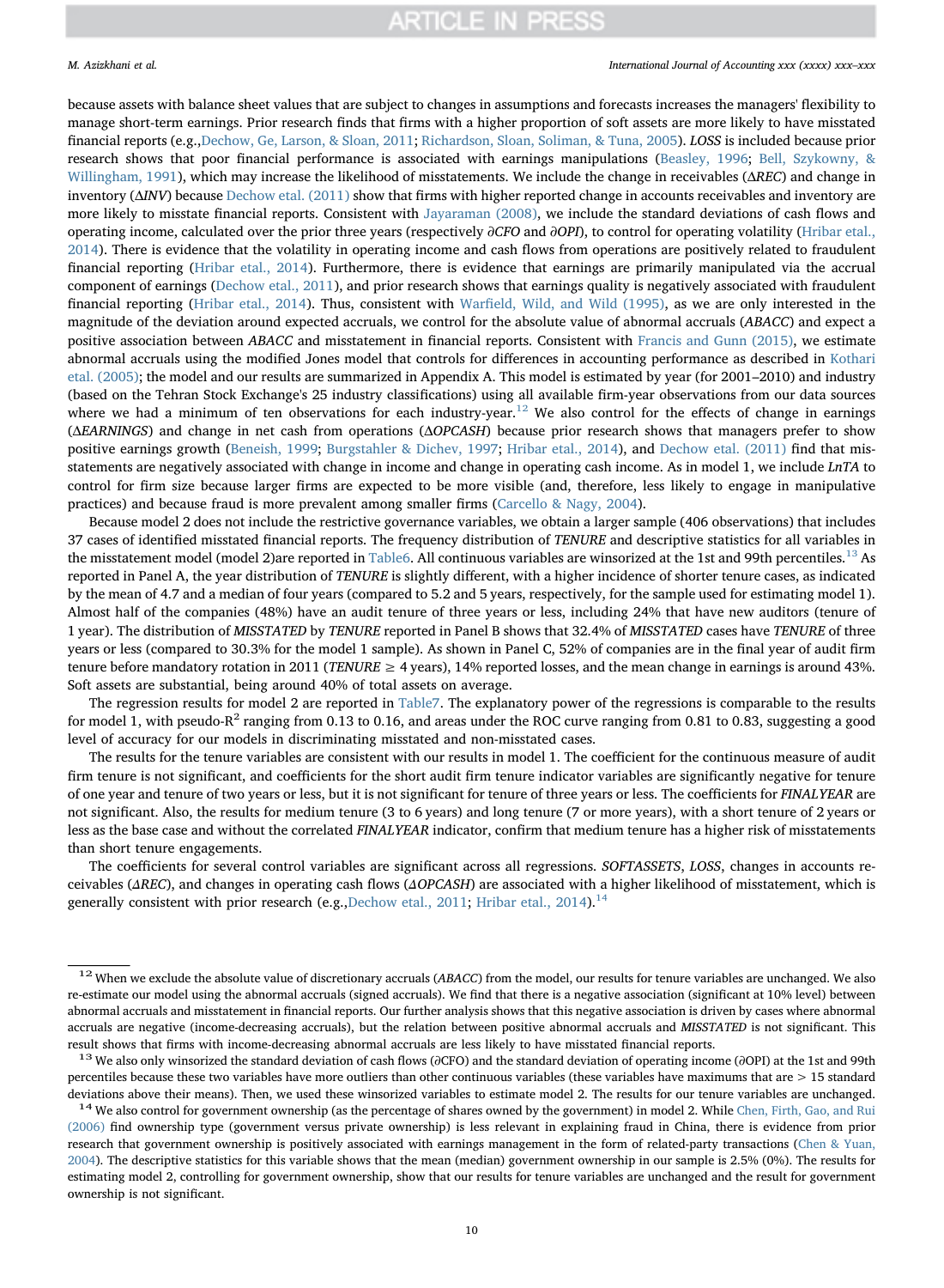because assets with balance sheet values that are subject to changes in assumptions and forecasts increases the managers' flexibility to manage short-term earnings. Prior research finds that firms with a higher proportion of soft assets are more likely to have misstated financial reports (e.g.,Dechow, Ge, Larson, & Sloan, 2011; Richardson, Sloan, Soliman, & Tuna, 2005). *LOSS* is included because prior research shows that poor financial performance is associated with earnings manipulations (Beasley, 1996; Bell, Szykowny, & Willingham, 1991), which may increase the likelihood of misstatements. We include the change in receivables (*ΔREC*) and change in inventory (*ΔINV*) because Dechow etal. (2011) show that firms with higher reported change in accounts receivables and inventory are more likely to misstate financial reports. Consistent with Jayaraman (2008), we include the standard deviations of cash flows and operating income, calculated over the prior three years (respectively *∂CFO* and *∂OPI*), to control for operating volatility (Hribar etal., 2014). There is evidence that the volatility in operating income and cash flows from operations are positively related to fraudulent financial reporting (Hribar etal., 2014). Furthermore, there is evidence that earnings are primarily manipulated via the accrual component of earnings (Dechow etal., 2011), and prior research shows that earnings quality is negatively associated with fraudulent financial reporting (Hribar etal., 2014). Thus, consistent with Warfield, Wild, and Wild (1995), as we are only interested in the magnitude of the deviation around expected accruals, we control for the absolute value of abnormal accruals (*ABACC*) and expect a positive association between *ABACC* and misstatement in financial reports. Consistent with Francis and Gunn (2015), we estimate abnormal accruals using the modified Jones model that controls for differences in accounting performance as described in Kothari etal. (2005); the model and our results are summarized in Appendix A. This model is estimated by year (for 2001–2010) and industry (based on the Tehran Stock Exchange's 25 industry classifications) using all available firm-year observations from our data sources where we had a minimum of ten observations for each industry-year.[12] We also control for the effects of change in earnings (*ΔEARNINGS*) and change in net cash from operations (*ΔOPCASH*) because prior research shows that managers prefer to show positive earnings growth (Beneish, 1999; Burgstahler & Dichev, 1997; Hribar etal., 2014), and Dechow etal. (2011) find that misstatements are negatively associated with change in income and change in operating cash income. As in model 1, we include *LnTA* to control for firm size because larger firms are expected to be more visible (and, therefore, less likely to engage in manipulative practices) and because fraud is more prevalent among smaller firms (Carcello & Nagy, 2004).

Because model 2 does not include the restrictive governance variables, we obtain a larger sample (406 observations) that includes 37 cases of identified misstated financial reports. The frequency distribution of *TENURE* and descriptive statistics for all variables in the misstatement model (model 2)are reported in Table6. All continuous variables are winsorized at the 1st and 99th percentiles.[13] As reported in Panel A, the year distribution of *TENURE* is slightly different, with a higher incidence of shorter tenure cases, as indicated by the mean of 4.7 and a median of four years (compared to 5.2 and 5 years, respectively, for the sample used for estimating model 1). Almost half of the companies (48%) have an audit tenure of three years or less, including 24% that have new auditors (tenure of 1 year). The distribution of *MISSTATED* by *TENURE* reported in Panel B shows that 32.4% of *MISSTATED* cases have *TENURE* of three years or less (compared to 30.3% for the model 1 sample). As shown in Panel C, 52% of companies are in the final year of audit firm tenure before mandatory rotation in 2011 (*TENURE* ≥ 4 years), 14% reported losses, and the mean change in earnings is around 43%. Soft assets are substantial, being around 40% of total assets on average.

The regression results for model 2 are reported in Table7. The explanatory power of the regressions is comparable to the results for model 1, with pseudo-$R^2$ ranging from 0.13 to 0.16, and areas under the ROC curve ranging from 0.81 to 0.83, suggesting a good level of accuracy for our models in discriminating misstated and non-misstated cases.

The results for the tenure variables are consistent with our results in model 1. The coefficient for the continuous measure of audit firm tenure is not significant, and coefficients for the short audit firm tenure indicator variables are significantly negative for tenure of one year and tenure of two years or less, but it is not significant for tenure of three years or less. The coefficients for *FINALYEAR* are not significant. Also, the results for medium tenure (3 to 6 years) and long tenure (7 or more years), with a short tenure of 2 years or less as the base case and without the correlated *FINALYEAR* indicator, confirm that medium tenure has a higher risk of misstatements than short tenure engagements.

The coefficients for several control variables are significant across all regressions. *SOFTASSETS*, *LOSS*, changes in accounts receivables (*ΔREC*), and changes in operating cash flows (*ΔOPCASH*) are associated with a higher likelihood of misstatement, which is generally consistent with prior research (e.g.,Dechow etal., 2011; Hribar etal., 2014).[14]

---

[12] When we exclude the absolute value of discretionary accruals (*ABACC*) from the model, our results for tenure variables are unchanged. We also re-estimate our model using the abnormal accruals (signed accruals). We find that there is a negative association (significant at 10% level) between abnormal accruals and misstatement in financial reports. Our further analysis shows that this negative association is driven by cases where abnormal accruals are negative (income-decreasing accruals), but the relation between positive abnormal accruals and *MISSTATED* is not significant. This result shows that firms with income-decreasing abnormal accruals are less likely to have misstated financial reports.

[13] We also only winsorized the standard deviation of cash flows (∂CFO) and the standard deviation of operating income (∂OPI) at the 1st and 99th percentiles because these two variables have more outliers than other continuous variables (these variables have maximums that are > 15 standard deviations above their means). Then, we used these winsorized variables to estimate model 2. The results for our tenure variables are unchanged.

[14] We also control for government ownership (as the percentage of shares owned by the government) in model 2. While Chen, Firth, Gao, and Rui (2006) find ownership type (government versus private ownership) is less relevant in explaining fraud in China, there is evidence from prior research that government ownership is positively associated with earnings management in the form of related-party transactions (Chen & Yuan, 2004). The descriptive statistics for this variable shows that the mean (median) government ownership in our sample is 2.5% (0%). The results for estimating model 2, controlling for government ownership, show that our results for tenure variables are unchanged and the result for government ownership is not significant.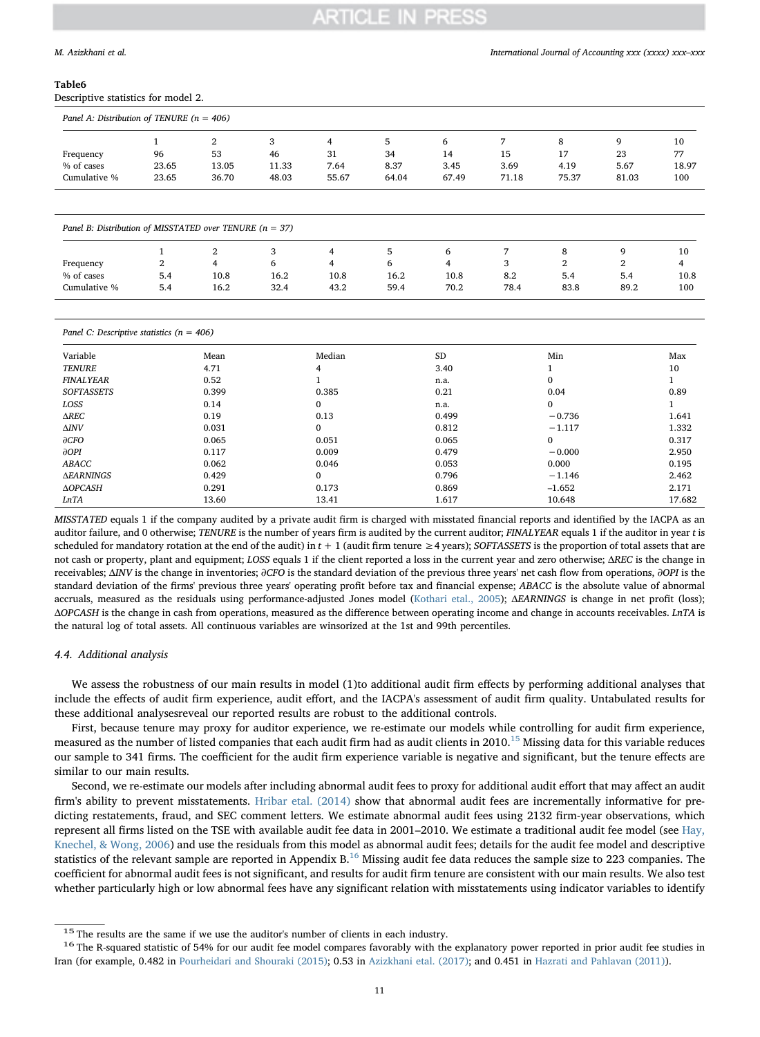**Table6**
Descriptive statistics for model 2.

*Panel A: Distribution of TENURE (n = 406)*

| | 1 | 2 | 3 | 4 | 5 | 6 | 7 | 8 | 9 | 10 |
|---|---|---|---|---|---|---|---|---|---|---|
| Frequency | 96 | 53 | 46 | 31 | 34 | 14 | 15 | 17 | 23 | 77 |
| % of cases | 23.65 | 13.05 | 11.33 | 7.64 | 8.37 | 3.45 | 3.69 | 4.19 | 5.67 | 18.97 |
| Cumulative % | 23.65 | 36.70 | 48.03 | 55.67 | 64.04 | 67.49 | 71.18 | 75.37 | 81.03 | 100 |

*Panel B: Distribution of MISSTATED over TENURE (n = 37)*

| | 1 | 2 | 3 | 4 | 5 | 6 | 7 | 8 | 9 | 10 |
|---|---|---|---|---|---|---|---|---|---|---|
| Frequency | 2 | 4 | 6 | 4 | 6 | 4 | 3 | 2 | 2 | 4 |
| % of cases | 5.4 | 10.8 | 16.2 | 10.8 | 16.2 | 10.8 | 8.2 | 5.4 | 5.4 | 10.8 |
| Cumulative % | 5.4 | 16.2 | 32.4 | 43.2 | 59.4 | 70.2 | 78.4 | 83.8 | 89.2 | 100 |

*Panel C: Descriptive statistics (n = 406)*

| Variable | Mean | Median | SD | Min | Max |
|---|---|---|---|---|---|
| *TENURE* | 4.71 | 4 | 3.40 | 1 | 10 |
| *FINALYEAR* | 0.52 | 1 | n.a. | 0 | 1 |
| *SOFTASSETS* | 0.399 | 0.385 | 0.21 | 0.04 | 0.89 |
| *LOSS* | 0.14 | 0 | n.a. | 0 | 1 |
| *ΔREC* | 0.19 | 0.13 | 0.499 | −0.736 | 1.641 |
| *ΔINV* | 0.031 | 0 | 0.812 | −1.117 | 1.332 |
| *∂CFO* | 0.065 | 0.051 | 0.065 | 0 | 0.317 |
| *∂OPI* | 0.117 | 0.009 | 0.479 | −0.000 | 2.950 |
| *ABACC* | 0.062 | 0.046 | 0.053 | 0.000 | 0.195 |
| *ΔEARNINGS* | 0.429 | 0 | 0.796 | −1.146 | 2.462 |
| *ΔOPCASH* | 0.291 | 0.173 | 0.869 | −1.652 | 2.171 |
| *LnTA* | 13.60 | 13.41 | 1.617 | 10.648 | 17.682 |

*MISSTATED* equals 1 if the company audited by a private audit firm is charged with misstated financial reports and identified by the IACPA as an auditor failure, and 0 otherwise; *TENURE* is the number of years firm is audited by the current auditor; *FINALYEAR* equals 1 if the auditor in year *t* is scheduled for mandatory rotation at the end of the audit) in $t + 1$ (audit firm tenure ≥4 years); *SOFTASSETS* is the proportion of total assets that are not cash or property, plant and equipment; *LOSS* equals 1 if the client reported a loss in the current year and zero otherwise; *ΔREC* is the change in receivables; *ΔINV* is the change in inventories; *∂CFO* is the standard deviation of the previous three years' net cash flow from operations, *∂OPI* is the standard deviation of the firms' previous three years' operating profit before tax and financial expense; *ABACC* is the absolute value of abnormal accruals, measured as the residuals using performance-adjusted Jones model (Kothari etal., 2005); *ΔEARNINGS* is change in net profit (loss); *ΔOPCASH* is the change in cash from operations, measured as the difference between operating income and change in accounts receivables. *LnTA* is the natural log of total assets. All continuous variables are winsorized at the 1st and 99th percentiles.

### 4.4. Additional analysis

We assess the robustness of our main results in model (1)to additional audit firm effects by performing additional analyses that include the effects of audit firm experience, audit effort, and the IACPA's assessment of audit firm quality. Untabulated results for these additional analysesreveal our reported results are robust to the additional controls.

First, because tenure may proxy for auditor experience, we re-estimate our models while controlling for audit firm experience, measured as the number of listed companies that each audit firm had as audit clients in 2010.[15] Missing data for this variable reduces our sample to 341 firms. The coefficient for the audit firm experience variable is negative and significant, but the tenure effects are similar to our main results.

Second, we re-estimate our models after including abnormal audit fees to proxy for additional audit effort that may affect an audit firm's ability to prevent misstatements. Hribar etal. (2014) show that abnormal audit fees are incrementally informative for predicting restatements, fraud, and SEC comment letters. We estimate abnormal audit fees using 2132 firm-year observations, which represent all firms listed on the TSE with available audit fee data in 2001–2010. We estimate a traditional audit fee model (see Hay, Knechel, & Wong, 2006) and use the residuals from this model as abnormal audit fees; details for the audit fee model and descriptive statistics of the relevant sample are reported in Appendix B.[16] Missing audit fee data reduces the sample size to 223 companies. The coefficient for abnormal audit fees is not significant, and results for audit firm tenure are consistent with our main results. We also test whether particularly high or low abnormal fees have any significant relation with misstatements using indicator variables to identify

[15] The results are the same if we use the auditor's number of clients in each industry.

[16] The R-squared statistic of 54% for our audit fee model compares favorably with the explanatory power reported in prior audit fee studies in Iran (for example, 0.482 in Pourheidari and Shouraki (2015); 0.53 in Azizkhani etal. (2017); and 0.451 in Hazrati and Pahlavan (2011)).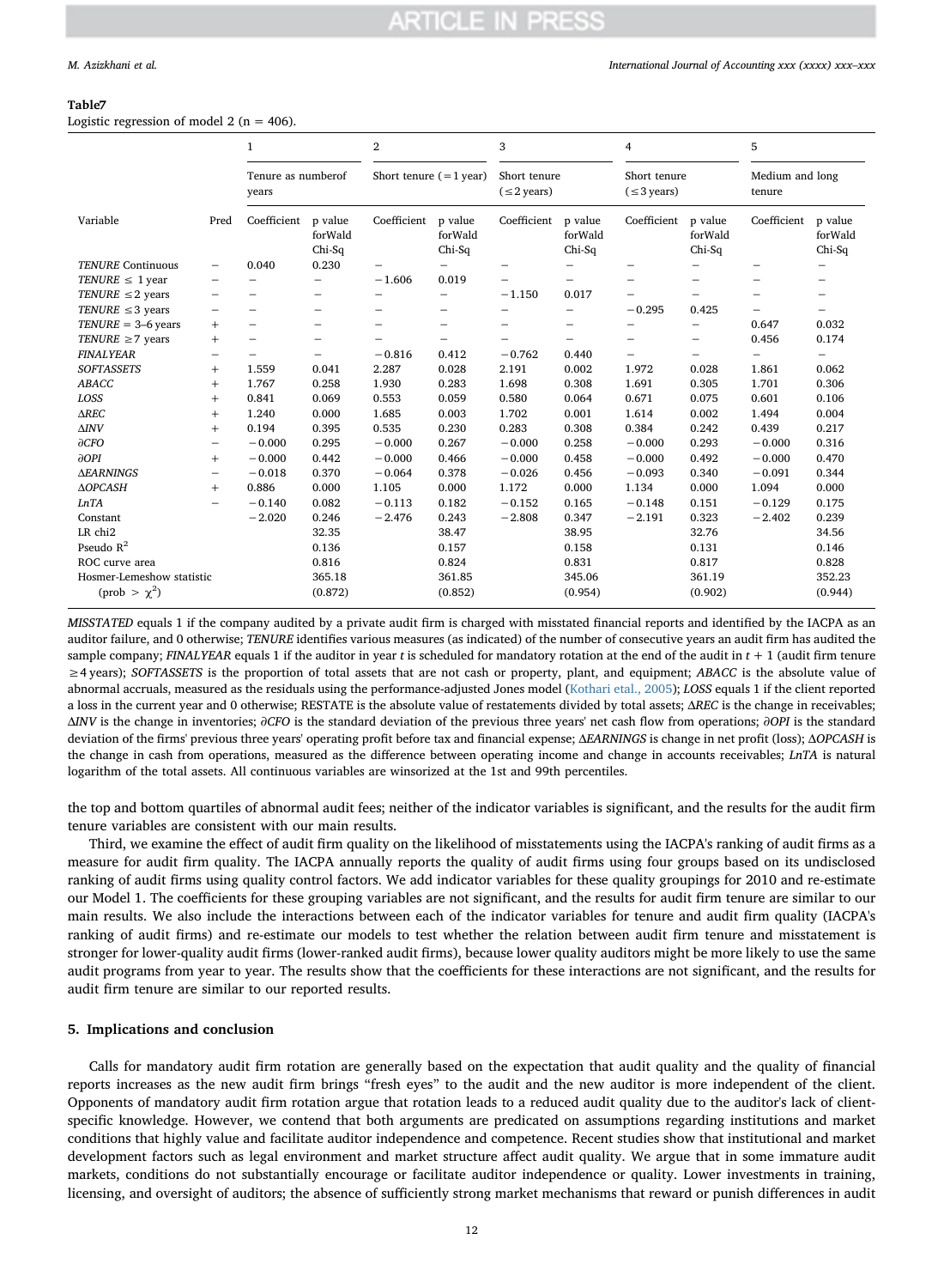**Table7**
Logistic regression of model 2 (n = 406).

| | | 1 | | 2 | | 3 | | 4 | | 5 | |
|---|---|---|---|---|---|---|---|---|---|---|---|
| | | Tenure as numberof years | | Short tenure (=1 year) | | Short tenure (≤2 years) | | Short tenure (≤3 years) | | Medium and long tenure | |
| Variable | Pred | Coefficient | p value forWald Chi-Sq | Coefficient | p value forWald Chi-Sq | Coefficient | p value forWald Chi-Sq | Coefficient | p value forWald Chi-Sq | Coefficient | p value forWald Chi-Sq |
| *TENURE* Continuous | − | 0.040 | 0.230 | – | – | – | – | – | – | – | – |
| *TENURE* ≤ 1 year | − | – | – | −1.606 | 0.019 | – | – | – | – | – | – |
| *TENURE* ≤2 years | − | – | – | – | – | −1.150 | 0.017 | – | – | – | – |
| *TENURE* ≤3 years | − | – | – | – | – | – | – | −0.295 | 0.425 | – | – |
| *TENURE* = 3–6 years | + | – | – | – | – | – | – | – | – | 0.647 | 0.032 |
| *TENURE* ≥7 years | + | – | – | – | – | – | – | – | – | 0.456 | 0.174 |
| *FINALYEAR* | − | – | – | −0.816 | 0.412 | −0.762 | 0.440 | – | – | – | – |
| *SOFTASSETS* | + | 1.559 | 0.041 | 2.287 | 0.028 | 2.191 | 0.002 | 1.972 | 0.028 | 1.861 | 0.062 |
| *ABACC* | + | 1.767 | 0.258 | 1.930 | 0.283 | 1.698 | 0.308 | 1.691 | 0.305 | 1.701 | 0.306 |
| *LOSS* | + | 0.841 | 0.069 | 0.553 | 0.059 | 0.580 | 0.064 | 0.671 | 0.075 | 0.601 | 0.106 |
| *ΔREC* | + | 1.240 | 0.000 | 1.685 | 0.003 | 1.702 | 0.001 | 1.614 | 0.002 | 1.494 | 0.004 |
| *ΔINV* | + | 0.194 | 0.395 | 0.535 | 0.230 | 0.283 | 0.308 | 0.384 | 0.242 | 0.439 | 0.217 |
| *∂CFO* | − | −0.000 | 0.295 | −0.000 | 0.267 | −0.000 | 0.258 | −0.000 | 0.293 | −0.000 | 0.316 |
| *∂OPI* | + | −0.000 | 0.442 | −0.000 | 0.466 | −0.000 | 0.458 | −0.000 | 0.492 | −0.000 | 0.470 |
| *ΔEARNINGS* | − | −0.018 | 0.370 | −0.064 | 0.378 | −0.026 | 0.456 | −0.093 | 0.340 | −0.091 | 0.344 |
| *ΔOPCASH* | + | 0.886 | 0.000 | 1.105 | 0.000 | 1.172 | 0.000 | 1.134 | 0.000 | 1.094 | 0.000 |
| *LnTA* | − | −0.140 | 0.082 | −0.113 | 0.182 | −0.152 | 0.165 | −0.148 | 0.151 | −0.129 | 0.175 |
| Constant | | −2.020 | 0.246 | −2.476 | 0.243 | −2.808 | 0.347 | −2.191 | 0.323 | −2.402 | 0.239 |
| LR chi2 | | | 32.35 | | 38.47 | | 38.95 | | 32.76 | | 34.56 |
| Pseudo $R^2$ | | | 0.136 | | 0.157 | | 0.158 | | 0.131 | | 0.146 |
| ROC curve area | | | 0.816 | | 0.824 | | 0.831 | | 0.817 | | 0.828 |
| Hosmer-Lemeshow statistic (prob > $\chi^2$) | | | 365.18 (0.872) | | 361.85 (0.852) | | 345.06 (0.954) | | 361.19 (0.902) | | 352.23 (0.944) |

*MISSTATED* equals 1 if the company audited by a private audit firm is charged with misstated financial reports and identified by the IACPA as an auditor failure, and 0 otherwise; *TENURE* identifies various measures (as indicated) of the number of consecutive years an audit firm has audited the sample company; *FINALYEAR* equals 1 if the auditor in year *t* is scheduled for mandatory rotation at the end of the audit in *t* + 1 (audit firm tenure ≥4 years); *SOFTASSETS* is the proportion of total assets that are not cash or property, plant, and equipment; *ABACC* is the absolute value of abnormal accruals, measured as the residuals using the performance-adjusted Jones model (Kothari etal., 2005); *LOSS* equals 1 if the client reported a loss in the current year and 0 otherwise; RESTATE is the absolute value of restatements divided by total assets; *ΔREC* is the change in receivables; *ΔINV* is the change in inventories; *∂CFO* is the standard deviation of the previous three years' net cash flow from operations; *∂OPI* is the standard deviation of the firms' previous three years' operating profit before tax and financial expense; *ΔEARNINGS* is change in net profit (loss); *ΔOPCASH* is the change in cash from operations, measured as the difference between operating income and change in accounts receivables; *LnTA* is natural logarithm of the total assets. All continuous variables are winsorized at the 1st and 99th percentiles.

the top and bottom quartiles of abnormal audit fees; neither of the indicator variables is significant, and the results for the audit firm tenure variables are consistent with our main results.

Third, we examine the effect of audit firm quality on the likelihood of misstatements using the IACPA's ranking of audit firms as a measure for audit firm quality. The IACPA annually reports the quality of audit firms using four groups based on its undisclosed ranking of audit firms using quality control factors. We add indicator variables for these quality groupings for 2010 and re-estimate our Model 1. The coefficients for these grouping variables are not significant, and the results for audit firm tenure are similar to our main results. We also include the interactions between each of the indicator variables for tenure and audit firm quality (IACPA's ranking of audit firms) and re-estimate our models to test whether the relation between audit firm tenure and misstatement is stronger for lower-quality audit firms (lower-ranked audit firms), because lower quality auditors might be more likely to use the same audit programs from year to year. The results show that the coefficients for these interactions are not significant, and the results for audit firm tenure are similar to our reported results.

## 5. Implications and conclusion

Calls for mandatory audit firm rotation are generally based on the expectation that audit quality and the quality of financial reports increases as the new audit firm brings "fresh eyes" to the audit and the new auditor is more independent of the client. Opponents of mandatory audit firm rotation argue that rotation leads to a reduced audit quality due to the auditor's lack of client-specific knowledge. However, we contend that both arguments are predicated on assumptions regarding institutions and market conditions that highly value and facilitate auditor independence and competence. Recent studies show that institutional and market development factors such as legal environment and market structure affect audit quality. We argue that in some immature audit markets, conditions do not substantially encourage or facilitate auditor independence or quality. Lower investments in training, licensing, and oversight of auditors; the absence of sufficiently strong market mechanisms that reward or punish differences in audit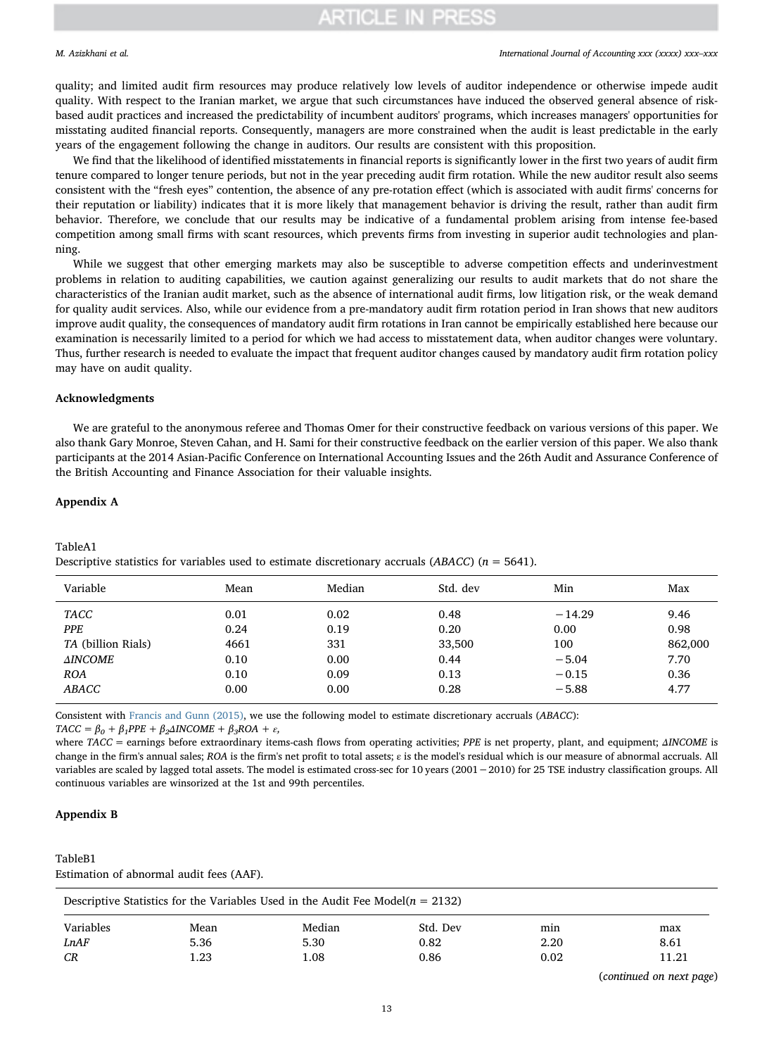quality; and limited audit firm resources may produce relatively low levels of auditor independence or otherwise impede audit quality. With respect to the Iranian market, we argue that such circumstances have induced the observed general absence of risk-based audit practices and increased the predictability of incumbent auditors' programs, which increases managers' opportunities for misstating audited financial reports. Consequently, managers are more constrained when the audit is least predictable in the early years of the engagement following the change in auditors. Our results are consistent with this proposition.

We find that the likelihood of identified misstatements in financial reports is significantly lower in the first two years of audit firm tenure compared to longer tenure periods, but not in the year preceding audit firm rotation. While the new auditor result also seems consistent with the "fresh eyes" contention, the absence of any pre-rotation effect (which is associated with audit firms' concerns for their reputation or liability) indicates that it is more likely that management behavior is driving the result, rather than audit firm behavior. Therefore, we conclude that our results may be indicative of a fundamental problem arising from intense fee-based competition among small firms with scant resources, which prevents firms from investing in superior audit technologies and planning.

While we suggest that other emerging markets may also be susceptible to adverse competition effects and underinvestment problems in relation to auditing capabilities, we caution against generalizing our results to audit markets that do not share the characteristics of the Iranian audit market, such as the absence of international audit firms, low litigation risk, or the weak demand for quality audit services. Also, while our evidence from a pre-mandatory audit firm rotation period in Iran shows that new auditors improve audit quality, the consequences of mandatory audit firm rotations in Iran cannot be empirically established here because our examination is necessarily limited to a period for which we had access to misstatement data, when auditor changes were voluntary. Thus, further research is needed to evaluate the impact that frequent auditor changes caused by mandatory audit firm rotation policy may have on audit quality.

## Acknowledgments

We are grateful to the anonymous referee and Thomas Omer for their constructive feedback on various versions of this paper. We also thank Gary Monroe, Steven Cahan, and H. Sami for their constructive feedback on the earlier version of this paper. We also thank participants at the 2014 Asian-Pacific Conference on International Accounting Issues and the 26th Audit and Assurance Conference of the British Accounting and Finance Association for their valuable insights.

## Appendix A

TableA1
Descriptive statistics for variables used to estimate discretionary accruals (*ABACC*) ($n$ = 5641).

| Variable | Mean | Median | Std. dev | Min | Max |
|---|---|---|---|---|---|
| *TACC* | 0.01 | 0.02 | 0.48 | −14.29 | 9.46 |
| *PPE* | 0.24 | 0.19 | 0.20 | 0.00 | 0.98 |
| *TA* (billion Rials) | 4661 | 331 | 33,500 | 100 | 862,000 |
| *ΔINCOME* | 0.10 | 0.00 | 0.44 | −5.04 | 7.70 |
| *ROA* | 0.10 | 0.09 | 0.13 | −0.15 | 0.36 |
| *ABACC* | 0.00 | 0.00 | 0.28 | −5.88 | 4.77 |

Consistent with Francis and Gunn (2015), we use the following model to estimate discretionary accruals (*ABACC*):

$TACC = \beta_0 + \beta_1 PPE + \beta_2 \Delta INCOME + \beta_3 ROA + \varepsilon,$

where *TACC* = earnings before extraordinary items-cash flows from operating activities; *PPE* is net property, plant, and equipment; *ΔINCOME* is change in the firm's annual sales; *ROA* is the firm's net profit to total assets; ε is the model's residual which is our measure of abnormal accruals. All variables are scaled by lagged total assets. The model is estimated cross-sec for 10 years (2001 − 2010) for 25 TSE industry classification groups. All continuous variables are winsorized at the 1st and 99th percentiles.

## Appendix B

TableB1
Estimation of abnormal audit fees (AAF).

| Descriptive Statistics for the Variables Used in the Audit Fee Model($n$ = 2132) | | | | | |
|---|---|---|---|---|---|
| Variables | Mean | Median | Std. Dev | min | max |
| *LnAF* | 5.36 | 5.30 | 0.82 | 2.20 | 8.61 |
| *CR* | 1.23 | 1.08 | 0.86 | 0.02 | 11.21 |

(*continued on next page*)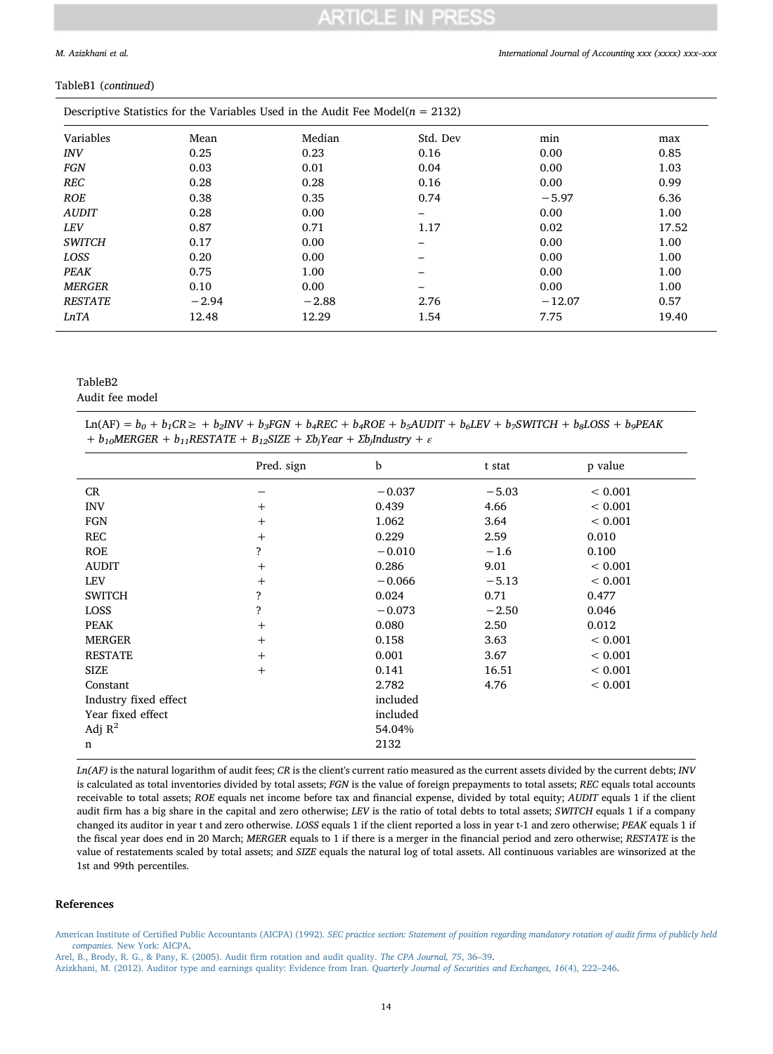TableB1 (*continued*)

| Descriptive Statistics for the Variables Used in the Audit Fee Model($n$ = 2132) | | | | | |
|---|---|---|---|---|---|
| Variables | Mean | Median | Std. Dev | min | max |
| *INV* | 0.25 | 0.23 | 0.16 | 0.00 | 0.85 |
| *FGN* | 0.03 | 0.01 | 0.04 | 0.00 | 1.03 |
| *REC* | 0.28 | 0.28 | 0.16 | 0.00 | 0.99 |
| *ROE* | 0.38 | 0.35 | 0.74 | −5.97 | 6.36 |
| *AUDIT* | 0.28 | 0.00 | – | 0.00 | 1.00 |
| *LEV* | 0.87 | 0.71 | 1.17 | 0.02 | 17.52 |
| *SWITCH* | 0.17 | 0.00 | – | 0.00 | 1.00 |
| *LOSS* | 0.20 | 0.00 | – | 0.00 | 1.00 |
| *PEAK* | 0.75 | 1.00 | – | 0.00 | 1.00 |
| *MERGER* | 0.10 | 0.00 | – | 0.00 | 1.00 |
| *RESTATE* | −2.94 | −2.88 | 2.76 | −12.07 | 0.57 |
| *LnTA* | 12.48 | 12.29 | 1.54 | 7.75 | 19.40 |

TableB2
Audit fee model

$$Ln(AF) = b_0 + b_1CR \geq + b_2INV + b_3FGN + b_4REC + b_4ROE + b_5AUDIT + b_6LEV + b_7SWITCH + b_8LOSS + b_9PEAK + b_{10}MERGER + b_{11}RESTATE + B_{12}SIZE + \Sigma b_jYear + \Sigma b_jIndustry + \varepsilon$$

| | Pred. sign | b | t stat | p value |
|---|---|---|---|---|
| CR | − | −0.037 | −5.03 | < 0.001 |
| INV | + | 0.439 | 4.66 | < 0.001 |
| FGN | + | 1.062 | 3.64 | < 0.001 |
| REC | + | 0.229 | 2.59 | 0.010 |
| ROE | ? | −0.010 | −1.6 | 0.100 |
| AUDIT | + | 0.286 | 9.01 | < 0.001 |
| LEV | + | −0.066 | −5.13 | < 0.001 |
| SWITCH | ? | 0.024 | 0.71 | 0.477 |
| LOSS | ? | −0.073 | −2.50 | 0.046 |
| PEAK | + | 0.080 | 2.50 | 0.012 |
| MERGER | + | 0.158 | 3.63 | < 0.001 |
| RESTATE | + | 0.001 | 3.67 | < 0.001 |
| SIZE | + | 0.141 | 16.51 | < 0.001 |
| Constant | | 2.782 | 4.76 | < 0.001 |
| Industry fixed effect | | included | | |
| Year fixed effect | | included | | |
| Adj $R^2$ | | 54.04% | | |
| n | | 2132 | | |

*Ln(AF)* is the natural logarithm of audit fees; *CR* is the client's current ratio measured as the current assets divided by the current debts; *INV* is calculated as total inventories divided by total assets; *FGN* is the value of foreign prepayments to total assets; *REC* equals total accounts receivable to total assets; *ROE* equals net income before tax and financial expense, divided by total equity; *AUDIT* equals 1 if the client audit firm has a big share in the capital and zero otherwise; *LEV* is the ratio of total debts to total assets; *SWITCH* equals 1 if a company changed its auditor in year t and zero otherwise. *LOSS* equals 1 if the client reported a loss in year t-1 and zero otherwise; *PEAK* equals 1 if the fiscal year does end in 20 March; *MERGER* equals to 1 if there is a merger in the financial period and zero otherwise; *RESTATE* is the value of restatements scaled by total assets; and *SIZE* equals the natural log of total assets. All continuous variables are winsorized at the 1st and 99th percentiles.

## References

American Institute of Certified Public Accountants (AICPA) (1992). *SEC practice section: Statement of position regarding mandatory rotation of audit firms of publicly held companies.* New York: AICPA.

Arel, B., Brody, R. G., & Pany, K. (2005). Audit firm rotation and audit quality. *The CPA Journal, 75*, 36–39.

Azizkhani, M. (2012). Auditor type and earnings quality: Evidence from Iran. *Quarterly Journal of Securities and Exchanges, 16*(4), 222–246.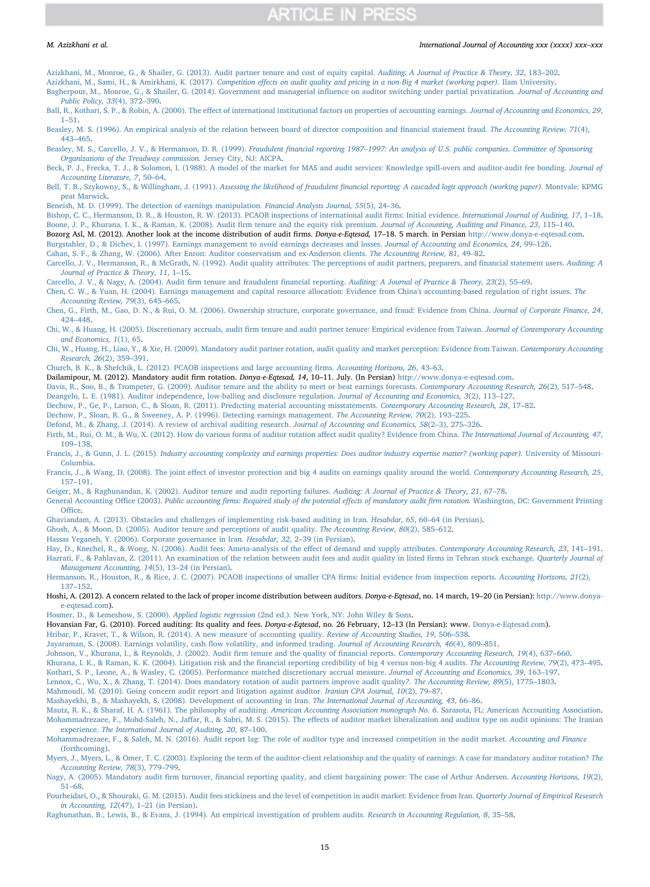Azizkhani, M., Monroe, G., & Shailer, G. (2013). Audit partner tenure and cost of equity capital. *Auditing: A Journal of Practice & Theory, 32*, 183–202.

Azizkhani, M., Sami, H., & Amirkhani, K. (2017). *Competition effects on audit quality and pricing in a non-Big 4 market (working paper)*. Ilam University.

Bagherpour, M., Monroe, G., & Shailer, G. (2014). Government and managerial influence on auditor switching under partial privatization. *Journal of Accounting and Public Policy, 33*(4), 372–390.

Ball, R., Kothari, S. P., & Robin, A. (2000). The effect of international institutional factors on properties of accounting earnings. *Journal of Accounting and Economics, 29*, 1–51.

Beasley, M. S. (1996). An empirical analysis of the relation between board of director composition and financial statement fraud. *The Accounting Review, 71*(4), 443–465.

Beasley, M. S., Carcello, J. V., & Hermanson, D. R. (1999). *Fraudulent financial reporting 1987–1997: An analysis of U.S. public companies. Committee of Sponsoring Organizations of the Treadway commission.* Jersey City, NJ: AICPA.

Beck, P. J., Frecka, T. J., & Solomon, I. (1988). A model of the market for MAS and audit services: Knowledge spill-overs and auditor-audit fee bonding. *Journal of Accounting Literature, 7*, 50–64.

Bell, T. B., Szykowny, S., & Willingham, J. (1991). *Assessing the likelihood of fraudulent financial reporting: A cascaded logit approach (working paper)*. Montvale: KPMG peat Marwick.

Beneish, M. D. (1999). The detection of earnings manipulation. *Financial Analysts Journal, 55*(5), 24–36.

Bishop, C. C., Hermanson, D. R., & Houston, R. W. (2013). PCAOB inspections of international audit firms: Initial evidence. *International Journal of Auditing, 17*, 1–18.

Boone, J. P., Khurana, I. K., & Raman, K. (2008). Audit firm tenure and the equity risk premium. *Journal of Accounting, Auditing and Finance, 23*, 115–140.

Bozorg Asl, M. (2012). Another look at the income distribution of audit firms. *Donya-e-Eqtesad,* 17–18. 5 march. in Persian http://www.donya-e-eqtesad.com.

Burgstahler, D., & Dichev, I. (1997). Earnings management to avoid earnings decreases and losses. *Journal of Accounting and Economics, 24*, 99–126.

Cahan, S. F., & Zhang, W. (2006). After Enron: Auditor conservatism and ex-Anderson clients. *The Accounting Review, 81*, 49–82.

Carcello, J. V., Hermanson, R., & McGrath, N. (1992). Audit quality attributes: The perceptions of audit partners, preparers, and financial statement users. *Auditing: A Journal of Practice & Theory, 11*, 1–15.

Carcello, J. V., & Nagy, A. (2004). Audit firm tenure and fraudulent financial reporting. *Auditing: A Journal of Practice & Theory, 23*(2), 55–69.

Chen, C. W., & Yuan, H. (2004). Earnings management and capital resource allocation: Evidence from China's accounting-based regulation of right issues. *The Accounting Review, 79*(3), 645–665.

Chen, G., Firth, M., Gao, D. N., & Rui, O. M. (2006). Ownership structure, corporate governance, and fraud: Evidence from China. *Journal of Corporate Finance, 24*, 424–448.

Chi, W., & Huang, H. (2005). Discretionary accruals, audit firm tenure and audit partner tenure: Empirical evidence from Taiwan. *Journal of Contemporary Accounting and Economics, 1*(1), 65.

Chi, W., Huang, H., Liao, Y., & Xie, H. (2009). Mandatory audit partner rotation, audit quality and market perception: Evidence from Taiwan. *Contemporary Accounting Research, 26*(2), 359–391.

Church, B. K., & Shefchik, L. (2012). PCAOB inspections and large accounting firms. *Accounting Horizons, 26*, 43–63.

Dailamipour, M. (2012). Mandatory audit firm rotation. *Donya-e-Eqtesad, 14*, 10–11. July. (In Persian) http://www.donya-e-eqtesad.com.

Davis, R., Soo, B., & Trompeter, G. (2009). Auditor tenure and the ability to meet or beat earnings forecasts. *Contemporary Accounting Research, 26*(2), 517–548.

Deangelo, L. E. (1981). Auditor independence, low-balling and disclosure regulation. *Journal of Accounting and Economics, 3*(2), 113–127.

Dechow, P., Ge, P., Larson, C., & Sloan, R. (2011). Predicting material accounting misstatements. *Contemporary Accounting Research, 28*, 17–82.

Dechow, P., Sloan, R. G., & Sweeney, A. P. (1996). Detecting earnings management. *The Accounting Review, 70*(2), 193–225.

Defond, M., & Zhang, J. (2014). A review of archival auditing research. *Journal of Accounting and Economics, 58*(2–3), 275–326.

Firth, M., Rui, O. M., & Wu, X. (2012). How do various forms of auditor rotation affect audit quality? Evidence from China. *The International Journal of Accounting, 47*, 109–138.

Francis, J., & Gunn, J. L. (2015). *Industry accounting complexity and earnings properties: Does auditor industry expertise matter? (working paper)*. University of Missouri-Columbia.

Francis, J., & Wang, D. (2008). The joint effect of investor protection and big 4 audits on earnings quality around the world. *Contemporary Accounting Research, 25*, 157–191.

Geiger, M., & Raghunandan, K. (2002). Auditor tenure and audit reporting failures. *Auditing: A Journal of Practice & Theory, 21*, 67–78.

General Accounting Office (2003). *Public accounting firms: Required study of the potential effects of mandatory audit firm rotation.* Washington, DC: Government Printing Office.

Ghaviandam, A. (2013). Obstacles and challenges of implementing risk-based auditing in Iran. *Hesabdar, 65*, 60–64 (in Persian).

Ghosh, A., & Moon, D. (2005). Auditor tenure and perceptions of audit quality. *The Accounting Review, 80*(2), 585–612.

Hassas Yeganeh, Y. (2006). Corporate governance in Iran. *Hesabdar, 32*, 2–39 (in Persian).

Hay, D., Knechel, R., & Wong, N. (2006). Audit fees: Ameta-analysis of the effect of demand and supply attributes. *Contemporary Accounting Research, 23*, 141–191.

Hazrati, F., & Pahlavan, Z. (2011). An examination of the relation between audit fees and audit quality in listed firms in Tehran stock exchange. *Quarterly Journal of Management Accounting, 14*(5), 13–24 (in Persian).

Hermanson, R., Houston, R., & Rice, J. C. (2007). PCAOB inspections of smaller CPA firms: Initial evidence from inspection reports. *Accounting Horizons, 21*(2), 137–152.

Hoshi, A. (2012). A concern related to the lack of proper income distribution between auditors. *Donya-e-Eqtesad*, no. 14 march, 19–20 (in Persian): http://www.donya-e-eqtesad.com).

Hosmer, D., & Lemeshow, S. (2000). *Applied logistic regression* (2nd ed.). New York, NY: John Wiley & Sons.

Hovansian Far, G. (2010). Forced auditing: Its quality and fees. *Donya-e-Eqtesad*, no. 26 February, 12–13 (In Persian): www. Donya-e-Eqtesad.com).

Hribar, P., Kravet, T., & Wilson, R. (2014). A new measure of accounting quality. *Review of Accounting Studies, 19*, 506–538.

Jayaraman, S. (2008). Earnings volatility, cash flow volatility, and informed trading. *Journal of Accounting Research, 46*(4), 809–851.

Johnson, V., Khurana, I., & Reynolds, J. (2002). Audit firm tenure and the quality of financial reports. *Contemporary Accounting Research, 19*(4), 637–660.

Khurana, I. K., & Raman, K. K. (2004). Litigation risk and the financial reporting credibility of big 4 versus non-big 4 audits. *The Accounting Review, 79*(2), 473–495.

Kothari, S. P., Leone, A., & Wasley, C. (2005). Performance matched discretionary accrual measure. *Journal of Accounting and Economics, 39*, 163–197.

Lennox, C., Wu, X., & Zhang, T. (2014). Does mandatory rotation of audit partners improve audit quality?. *The Accounting Review, 89*(5), 1775–1803.

Mahmoudi, M. (2010). Going concern audit report and litigation against auditor. *Iranian CPA Journal, 10*(2), 79–87.

Mashayekhi, B., & Mashayekh, S. (2008). Development of accounting in Iran. *The International Journal of Accounting, 43*, 66–86.

Mautz, R. K., & Sharaf, H. A. (1961). The philosophy of auditing. *American Accounting Association monograph No. 6*. Sarasota, FL: American Accounting Association.

Mohammadrezaee, F., Mohd-Saleh, N., Jaffar, R., & Sabri, M. S. (2015). The effects of auditor market liberalization and auditor type on audit opinions: The Iranian experience. *The International Journal of Auditing, 20*, 87–100.

Mohammadrezaee, F., & Saleh, M. N. (2016). Audit report lag: The role of auditor type and increased competition in the audit market. *Accounting and Finance* (forthcoming).

Myers, J., Myers, L., & Omer, T. C. (2003). Exploring the term of the auditor-client relationship and the quality of earnings: A case for mandatory auditor rotation? *The Accounting Review, 78*(3), 779–799.

Nagy, A. (2005). Mandatory audit firm turnover, financial reporting quality, and client bargaining power: The case of Arthur Andersen. *Accounting Horizons, 19*(2), 51–68.

Pourheidari, O., & Shouraki, G. M. (2015). Audit fees stickiness and the level of competition in audit market: Evidence from Iran. *Quarterly Journal of Empirical Research in Accounting, 12*(47), 1–21 (in Persian).

Raghunathan, B., Lewis, B., & Evans, J. (1994). An empirical investigation of problem audits. *Research in Accounting Regulation, 8*, 35–58.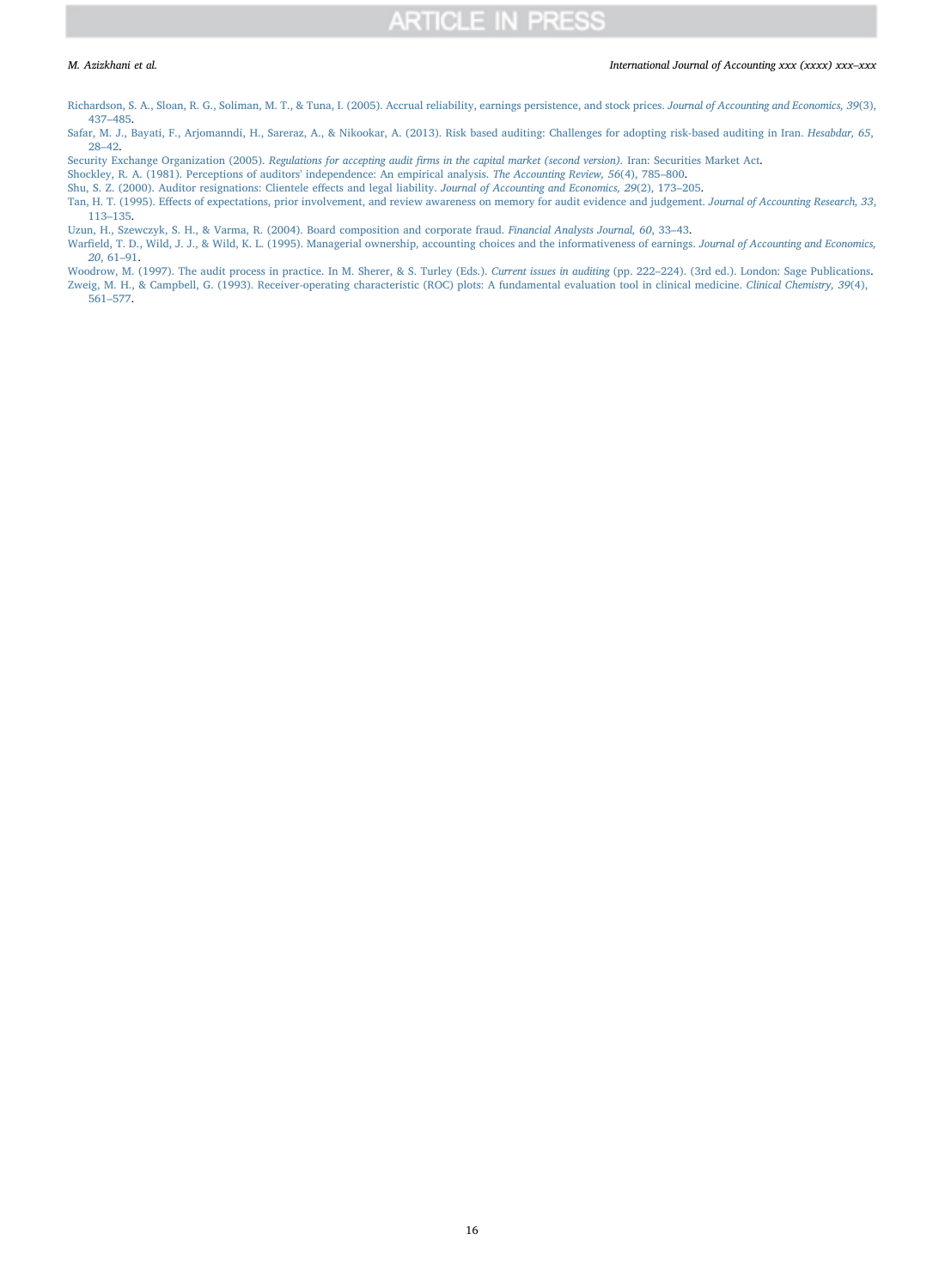Richardson, S. A., Sloan, R. G., Soliman, M. T., & Tuna, I. (2005). Accrual reliability, earnings persistence, and stock prices. *Journal of Accounting and Economics, 39*(3), 437–485.

Safar, M. J., Bayati, F., Arjomanndi, H., Sareraz, A., & Nikookar, A. (2013). Risk based auditing: Challenges for adopting risk-based auditing in Iran. *Hesabdar, 65*, 28–42.

Security Exchange Organization (2005). *Regulations for accepting audit firms in the capital market (second version)*. Iran: Securities Market Act.

Shockley, R. A. (1981). Perceptions of auditors' independence: An empirical analysis. *The Accounting Review, 56*(4), 785–800.

Shu, S. Z. (2000). Auditor resignations: Clientele effects and legal liability. *Journal of Accounting and Economics, 29*(2), 173–205.

Tan, H. T. (1995). Effects of expectations, prior involvement, and review awareness on memory for audit evidence and judgement. *Journal of Accounting Research, 33*, 113–135.

Uzun, H., Szewczyk, S. H., & Varma, R. (2004). Board composition and corporate fraud. *Financial Analysts Journal, 60*, 33–43.

Warfield, T. D., Wild, J. J., & Wild, K. L. (1995). Managerial ownership, accounting choices and the informativeness of earnings. *Journal of Accounting and Economics, 20*, 61–91.

Woodrow, M. (1997). The audit process in practice. In M. Sherer, & S. Turley (Eds.). *Current issues in auditing* (pp. 222–224). (3rd ed.). London: Sage Publications.

Zweig, M. H., & Campbell, G. (1993). Receiver-operating characteristic (ROC) plots: A fundamental evaluation tool in clinical medicine. *Clinical Chemistry, 39*(4), 561–577.